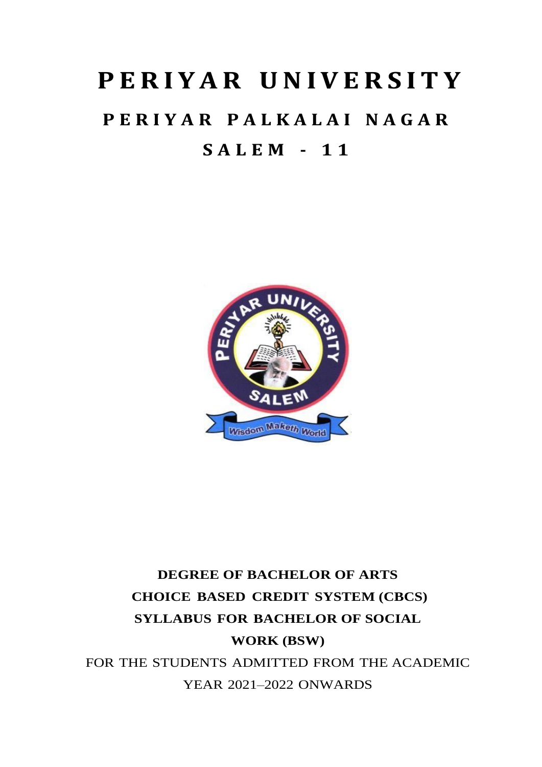# PERIYAR UNIVERSITY

## PERIYAR PALKALAI NAGAR

## SALEM - 11

**DEGREE OF BACHELOR OF ARTS**

**CHOICE BASED CREDIT SYSTEM (CBCS)**

**SYLLABUS FOR BACHELOR OF SOCIAL WORK (BSW)**

FOR THE STUDENTS ADMITTED FROM THE ACADEMIC YEAR 2021–2022 ONWARDS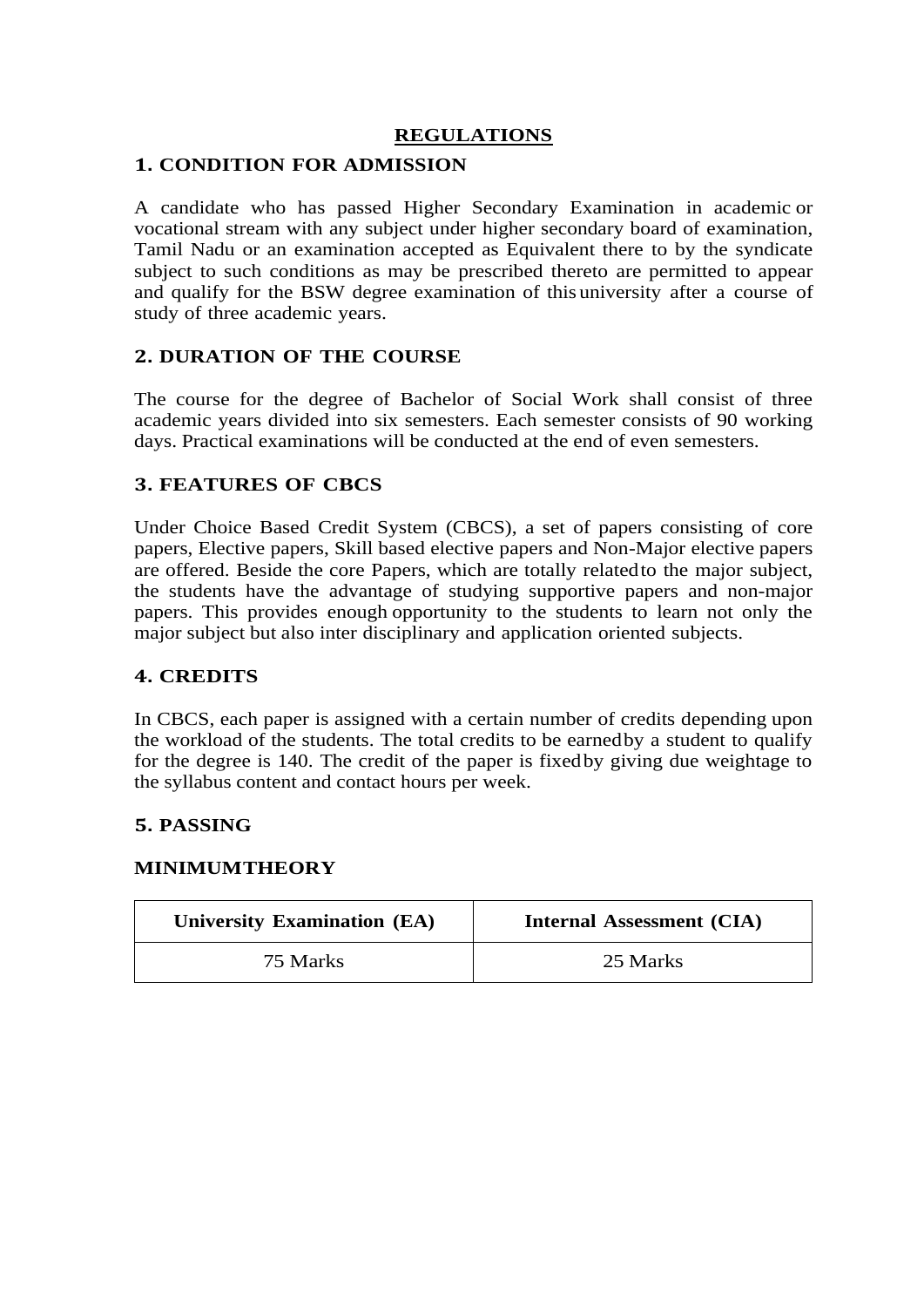# REGULATIONS

## 1. CONDITION FOR ADMISSION

A candidate who has passed Higher Secondary Examination in academic or vocational stream with any subject under higher secondary board of examination, Tamil Nadu or an examination accepted as Equivalent there to by the syndicate subject to such conditions as may be prescribed thereto are permitted to appear and qualify for the BSW degree examination of this university after a course of study of three academic years.

## 2. DURATION OF THE COURSE

The course for the degree of Bachelor of Social Work shall consist of three academic years divided into six semesters. Each semester consists of 90 working days. Practical examinations will be conducted at the end of even semesters.

## 3. FEATURES OF CBCS

Under Choice Based Credit System (CBCS), a set of papers consisting of core papers, Elective papers, Skill based elective papers and Non-Major elective papers are offered. Beside the core Papers, which are totally related to the major subject, the students have the advantage of studying supportive papers and non-major papers. This provides enough opportunity to the students to learn not only the major subject but also inter disciplinary and application oriented subjects.

## 4. CREDITS

In CBCS, each paper is assigned with a certain number of credits depending upon the workload of the students. The total credits to be earned by a student to qualify for the degree is 140. The credit of the paper is fixed by giving due weightage to the syllabus content and contact hours per week.

## 5. PASSING

### MINIMUMTHEORY

| University Examination (EA) | Internal Assessment (CIA) |
| --- | --- |
| 75 Marks | 25 Marks |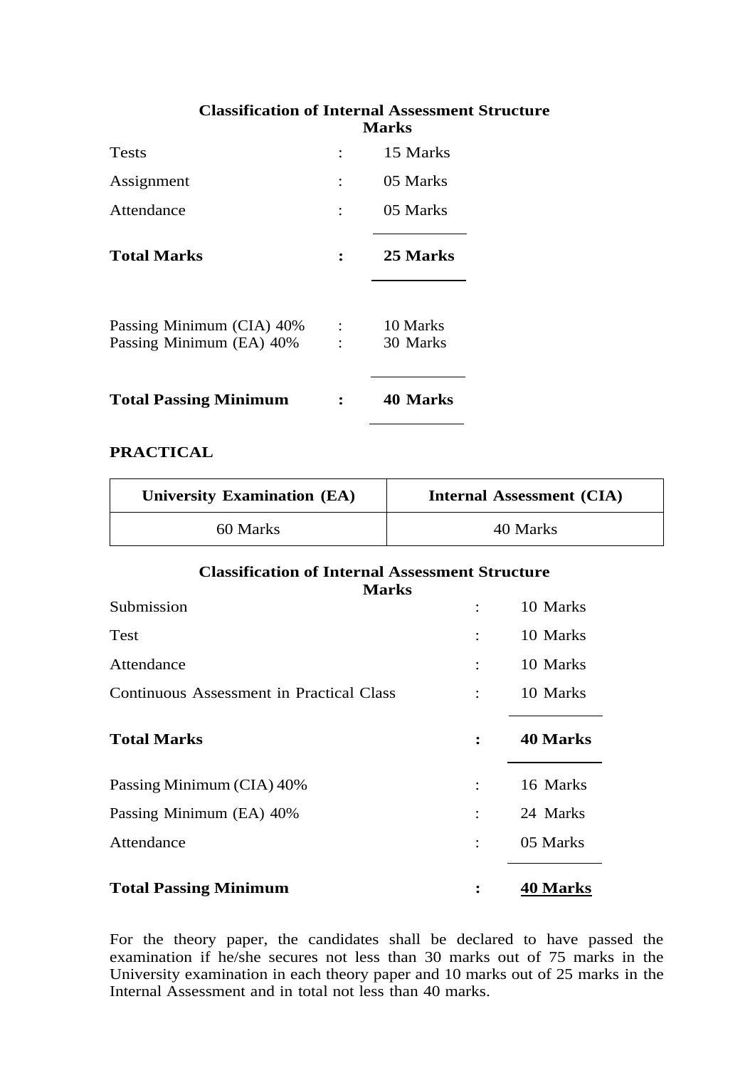**Classification of Internal Assessment Structure**

| | | Marks |
|---|---|---|
| Tests | : | 15 Marks |
| Assignment | : | 05 Marks |
| Attendance | : | 05 Marks |
| **Total Marks** | **:** | **25 Marks** |
| Passing Minimum (CIA) 40% | : | 10 Marks |
| Passing Minimum (EA) 40% | : | 30 Marks |
| **Total Passing Minimum** | **:** | **40 Marks** |

**PRACTICAL**

| University Examination (EA) | Internal Assessment (CIA) |
|---|---|
| 60 Marks | 40 Marks |

**Classification of Internal Assessment Structure**

| | | Marks |
|---|---|---|
| Submission | : | 10 Marks |
| Test | : | 10 Marks |
| Attendance | : | 10 Marks |
| Continuous Assessment in Practical Class | : | 10 Marks |
| **Total Marks** | **:** | **40 Marks** |
| Passing Minimum (CIA) 40% | : | 16 Marks |
| Passing Minimum (EA) 40% | : | 24 Marks |
| Attendance | : | 05 Marks |
| **Total Passing Minimum** | **:** | **40 Marks** |

For the theory paper, the candidates shall be declared to have passed the examination if he/she secures not less than 30 marks out of 75 marks in the University examination in each theory paper and 10 marks out of 25 marks in the Internal Assessment and in total not less than 40 marks.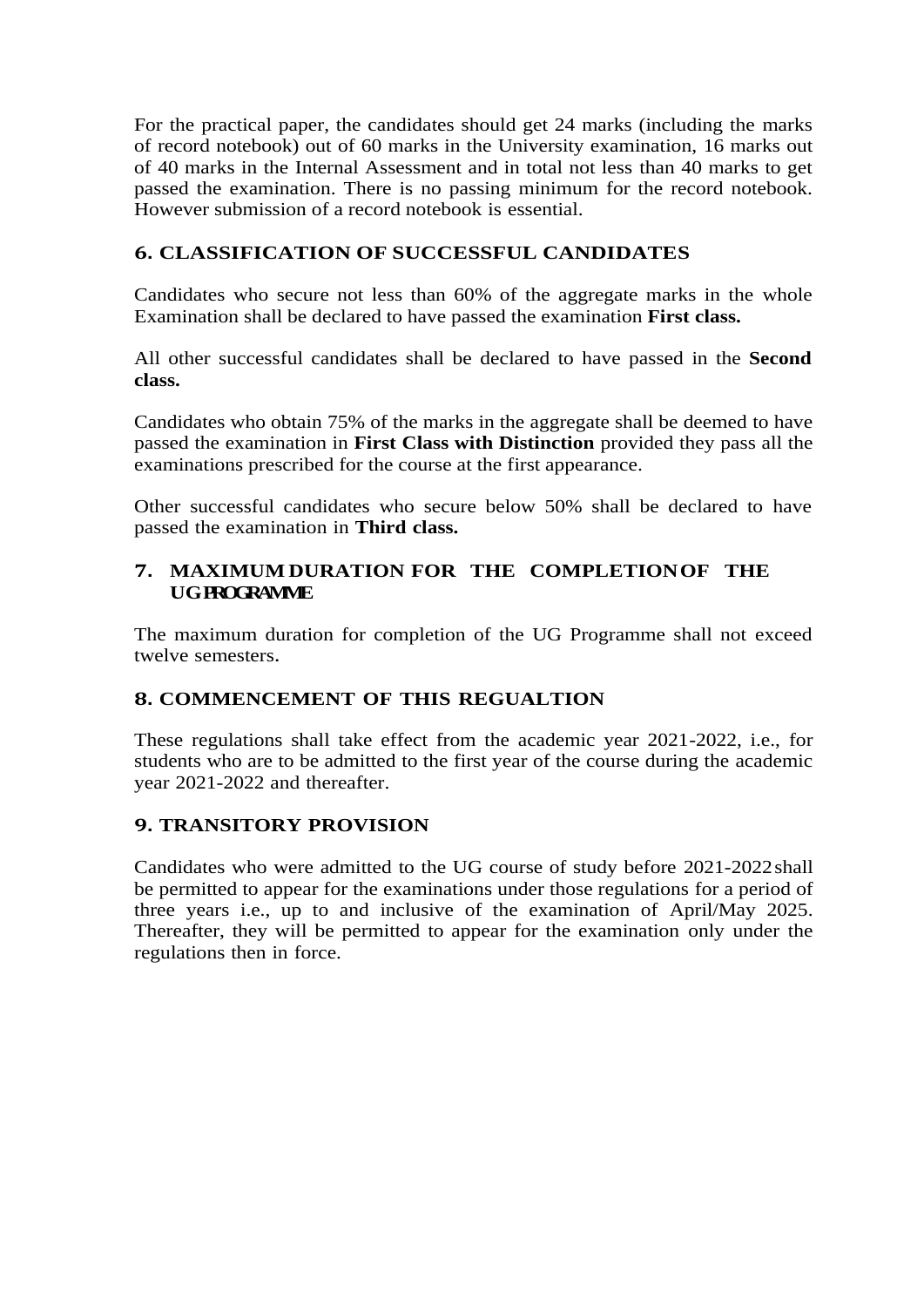For the practical paper, the candidates should get 24 marks (including the marks of record notebook) out of 60 marks in the University examination, 16 marks out of 40 marks in the Internal Assessment and in total not less than 40 marks to get passed the examination. There is no passing minimum for the record notebook. However submission of a record notebook is essential.

## 6. CLASSIFICATION OF SUCCESSFUL CANDIDATES

Candidates who secure not less than 60% of the aggregate marks in the whole Examination shall be declared to have passed the examination **First class.**

All other successful candidates shall be declared to have passed in the **Second class.**

Candidates who obtain 75% of the marks in the aggregate shall be deemed to have passed the examination in **First Class with Distinction** provided they pass all the examinations prescribed for the course at the first appearance.

Other successful candidates who secure below 50% shall be declared to have passed the examination in **Third class.**

## 7. MAXIMUM DURATION FOR THE COMPLETION OF THE UG PROGRAMME

The maximum duration for completion of the UG Programme shall not exceed twelve semesters.

## 8. COMMENCEMENT OF THIS REGUALTION

These regulations shall take effect from the academic year 2021-2022, i.e., for students who are to be admitted to the first year of the course during the academic year 2021-2022 and thereafter.

## 9. TRANSITORY PROVISION

Candidates who were admitted to the UG course of study before 2021-2022 shall be permitted to appear for the examinations under those regulations for a period of three years i.e., up to and inclusive of the examination of April/May 2025. Thereafter, they will be permitted to appear for the examination only under the regulations then in force.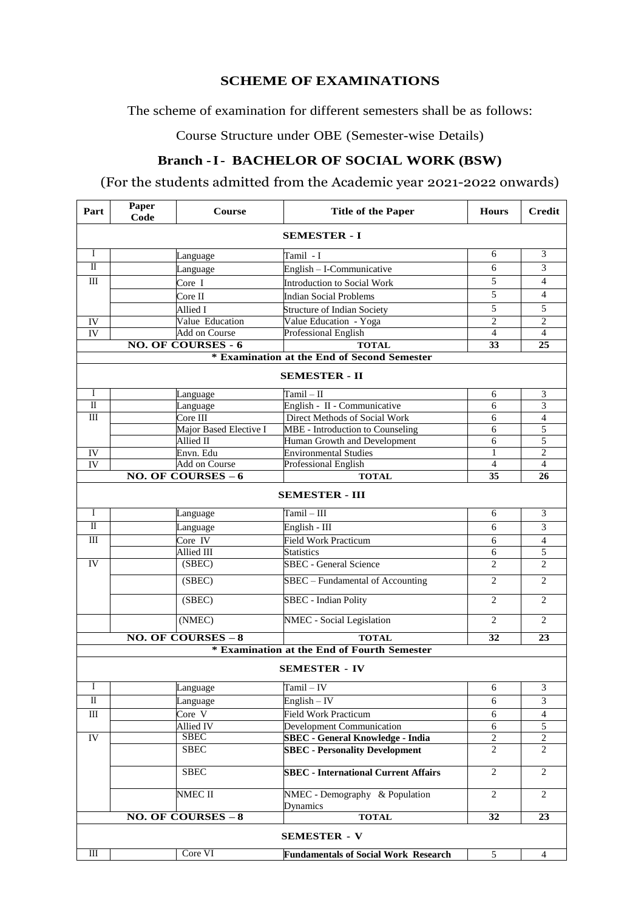## SCHEME OF EXAMINATIONS

The scheme of examination for different semesters shall be as follows:

Course Structure under OBE (Semester-wise Details)

### Branch - I - BACHELOR OF SOCIAL WORK (BSW)

(For the students admitted from the Academic year 2021-2022 onwards)

| Part | Paper Code | Course | Title of the Paper | Hours | Credit |
|---|---|---|---|---|---|
| **SEMESTER - I** | | | | | |
| I | | Language | Tamil - I | 6 | 3 |
| II | | Language | English – I-Communicative | 6 | 3 |
| III | | Core I | Introduction to Social Work | 5 | 4 |
| | | Core II | Indian Social Problems | 5 | 4 |
| | | Allied I | Structure of Indian Society | 5 | 5 |
| IV | | Value Education | Value Education - Yoga | 2 | 2 |
| IV | | Add on Course | Professional English | 4 | 4 |
| | | **NO. OF COURSES - 6** | **TOTAL** | **33** | **25** |
| **\* Examination at the End of Second Semester** | | | | | |
| **SEMESTER - II** | | | | | |
| I | | Language | Tamil – II | 6 | 3 |
| II | | Language | English - II - Communicative | 6 | 3 |
| III | | Core III | Direct Methods of Social Work | 6 | 4 |
| | | Major Based Elective I | MBE - Introduction to Counseling | 6 | 5 |
| | | Allied II | Human Growth and Development | 6 | 5 |
| IV | | Envn. Edu | Environmental Studies | 1 | 2 |
| IV | | Add on Course | Professional English | 4 | 4 |
| | | **NO. OF COURSES – 6** | **TOTAL** | **35** | **26** |
| **SEMESTER - III** | | | | | |
| I | | Language | Tamil – III | 6 | 3 |
| II | | Language | English - III | 6 | 3 |
| III | | Core IV | Field Work Practicum | 6 | 4 |
| | | Allied III | Statistics | 6 | 5 |
| IV | | (SBEC) | SBEC - General Science | 2 | 2 |
| | | (SBEC) | SBEC – Fundamental of Accounting | 2 | 2 |
| | | (SBEC) | SBEC - Indian Polity | 2 | 2 |
| | | (NMEC) | NMEC - Social Legislation | 2 | 2 |
| | | **NO. OF COURSES – 8** | **TOTAL** | **32** | **23** |
| **\* Examination at the End of Fourth Semester** | | | | | |
| **SEMESTER - IV** | | | | | |
| I | | Language | Tamil – IV | 6 | 3 |
| II | | Language | English – IV | 6 | 3 |
| III | | Core V | Field Work Practicum | 6 | 4 |
| | | Allied IV | Development Communication | 6 | 5 |
| IV | | SBEC | **SBEC - General Knowledge - India** | 2 | 2 |
| | | SBEC | **SBEC - Personality Development** | 2 | 2 |
| | | SBEC | **SBEC - International Current Affairs** | 2 | 2 |
| | | NMEC II | NMEC - Demography & Population Dynamics | 2 | 2 |
| | | **NO. OF COURSES – 8** | **TOTAL** | **32** | **23** |
| **SEMESTER - V** | | | | | |
| III | | Core VI | **Fundamentals of Social Work Research** | 5 | 4 |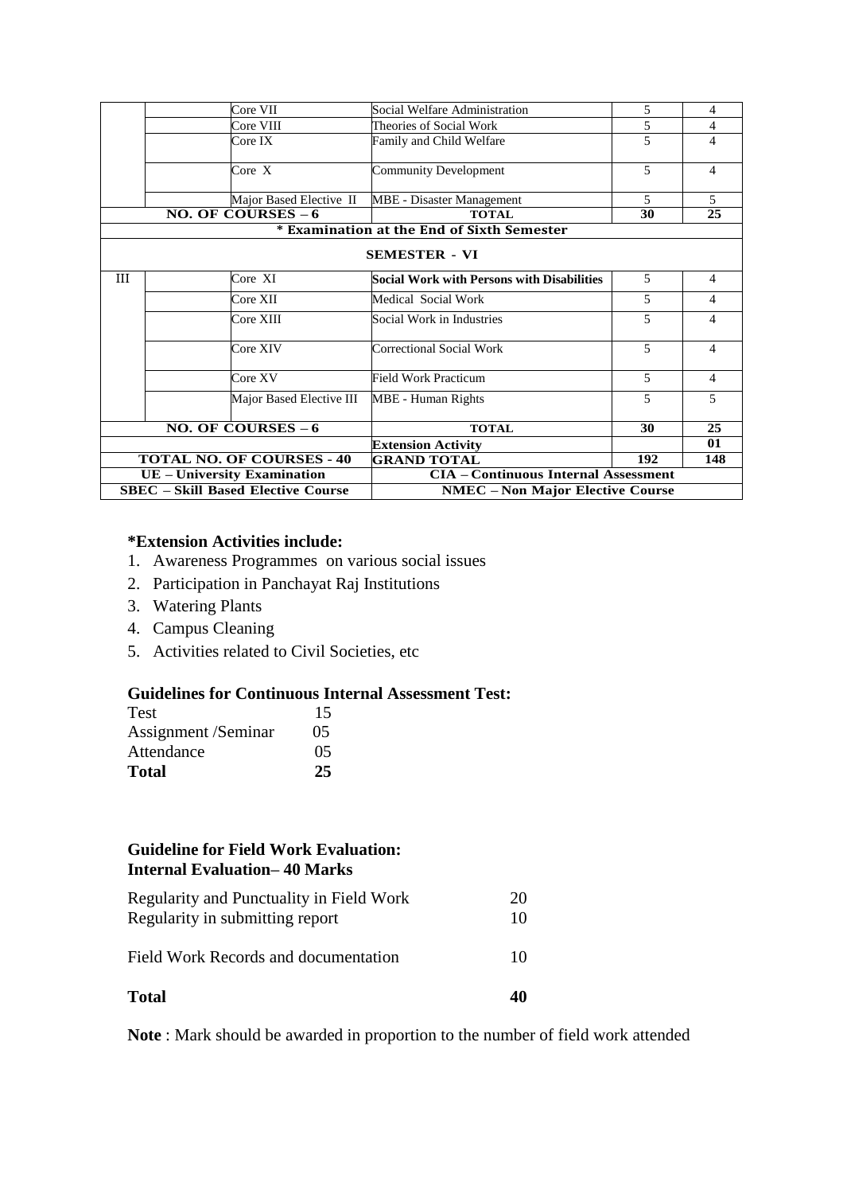| | | | | | |
|---|---|---|---|---|---|
| | | Core VII | Social Welfare Administration | 5 | 4 |
| | | Core VIII | Theories of Social Work | 5 | 4 |
| | | Core IX | Family and Child Welfare | 5 | 4 |
| | | Core X | Community Development | 5 | 4 |
| | | Major Based Elective II | MBE - Disaster Management | 5 | 5 |
| **NO. OF COURSES – 6** | | | **TOTAL** | **30** | **25** |
| **\* Examination at the End of Sixth Semester** | | | | | |
| **SEMESTER - VI** | | | | | |
| III | | Core XI | **Social Work with Persons with Disabilities** | 5 | 4 |
| | | Core XII | Medical Social Work | 5 | 4 |
| | | Core XIII | Social Work in Industries | 5 | 4 |
| | | Core XIV | Correctional Social Work | 5 | 4 |
| | | Core XV | Field Work Practicum | 5 | 4 |
| | | Major Based Elective III | MBE - Human Rights | 5 | 5 |
| **NO. OF COURSES – 6** | | | **TOTAL** | **30** | **25** |
| | | | **Extension Activity** | | **01** |
| **TOTAL NO. OF COURSES - 40** | | | **GRAND TOTAL** | **192** | **148** |
| **UE – University Examination** | | | **CIA – Continuous Internal Assessment** | | |
| **SBEC – Skill Based Elective Course** | | | **NMEC – Non Major Elective Course** | | |

**\*Extension Activities include:**

1. Awareness Programmes on various social issues
2. Participation in Panchayat Raj Institutions
3. Watering Plants
4. Campus Cleaning
5. Activities related to Civil Societies, etc

**Guidelines for Continuous Internal Assessment Test:**

| | |
|---|---|
| Test | 15 |
| Assignment /Seminar | 05 |
| Attendance | 05 |
| **Total** | **25** |

**Guideline for Field Work Evaluation:**
**Internal Evaluation– 40 Marks**

| | |
|---|---|
| Regularity and Punctuality in Field Work | 20 |
| Regularity in submitting report | 10 |
| Field Work Records and documentation | 10 |
| **Total** | **40** |

**Note** : Mark should be awarded in proportion to the number of field work attended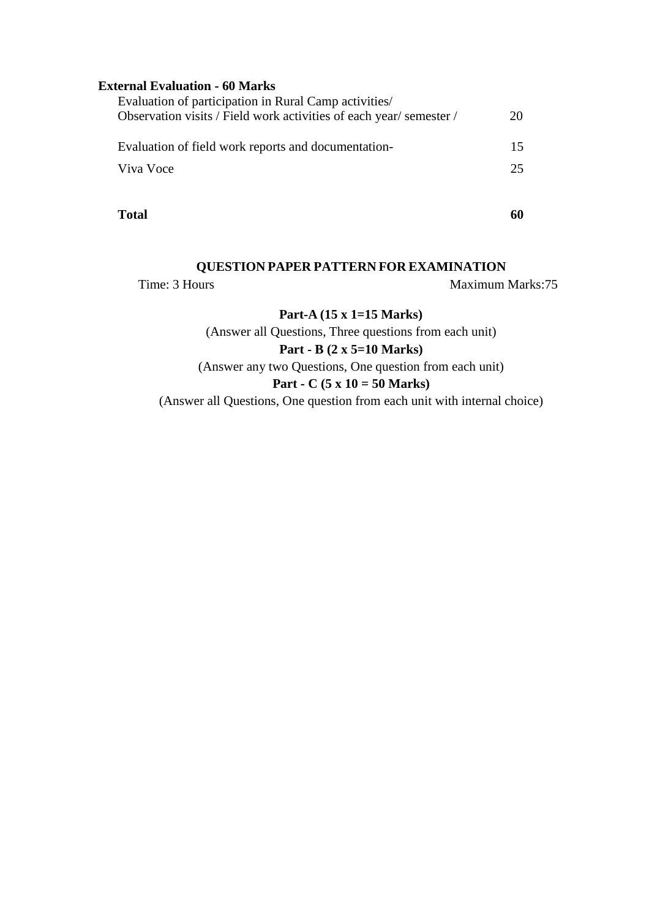**External Evaluation - 60 Marks**

| | |
|---|---|
| Evaluation of participation in Rural Camp activities/ Observation visits / Field work activities of each year/ semester / | 20 |
| Evaluation of field work reports and documentation- | 15 |
| Viva Voce | 25 |
| **Total** | **60** |

**QUESTION PAPER PATTERN FOR EXAMINATION**

Time: 3 Hours Maximum Marks:75

**Part-A (15 x 1=15 Marks)**

(Answer all Questions, Three questions from each unit)

**Part - B (2 x 5=10 Marks)**

(Answer any two Questions, One question from each unit)

**Part - C (5 x 10 = 50 Marks)**

(Answer all Questions, One question from each unit with internal choice)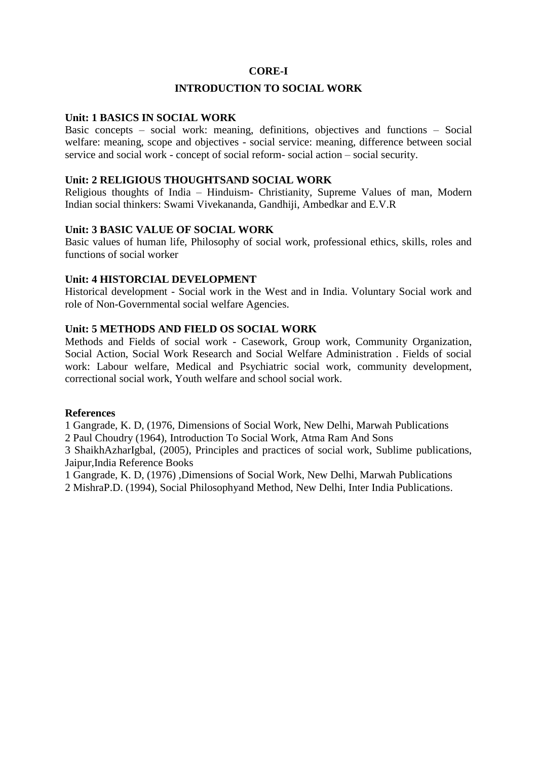**CORE-I**

**INTRODUCTION TO SOCIAL WORK**

**Unit: 1 BASICS IN SOCIAL WORK**

Basic concepts – social work: meaning, definitions, objectives and functions – Social welfare: meaning, scope and objectives - social service: meaning, difference between social service and social work - concept of social reform- social action – social security.

**Unit: 2 RELIGIOUS THOUGHTSAND SOCIAL WORK**

Religious thoughts of India – Hinduism- Christianity, Supreme Values of man, Modern Indian social thinkers: Swami Vivekananda, Gandhiji, Ambedkar and E.V.R

**Unit: 3 BASIC VALUE OF SOCIAL WORK**

Basic values of human life, Philosophy of social work, professional ethics, skills, roles and functions of social worker

**Unit: 4 HISTORCIAL DEVELOPMENT**

Historical development - Social work in the West and in India. Voluntary Social work and role of Non-Governmental social welfare Agencies.

**Unit: 5 METHODS AND FIELD OS SOCIAL WORK**

Methods and Fields of social work - Casework, Group work, Community Organization, Social Action, Social Work Research and Social Welfare Administration . Fields of social work: Labour welfare, Medical and Psychiatric social work, community development, correctional social work, Youth welfare and school social work.

**References**

1 Gangrade, K. D, (1976, Dimensions of Social Work, New Delhi, Marwah Publications
2 Paul Choudry (1964), Introduction To Social Work, Atma Ram And Sons
3 ShaikhAzharIgbal, (2005), Principles and practices of social work, Sublime publications, Jaipur,India Reference Books
1 Gangrade, K. D, (1976) ,Dimensions of Social Work, New Delhi, Marwah Publications
2 MishraP.D. (1994), Social Philosophyand Method, New Delhi, Inter India Publications.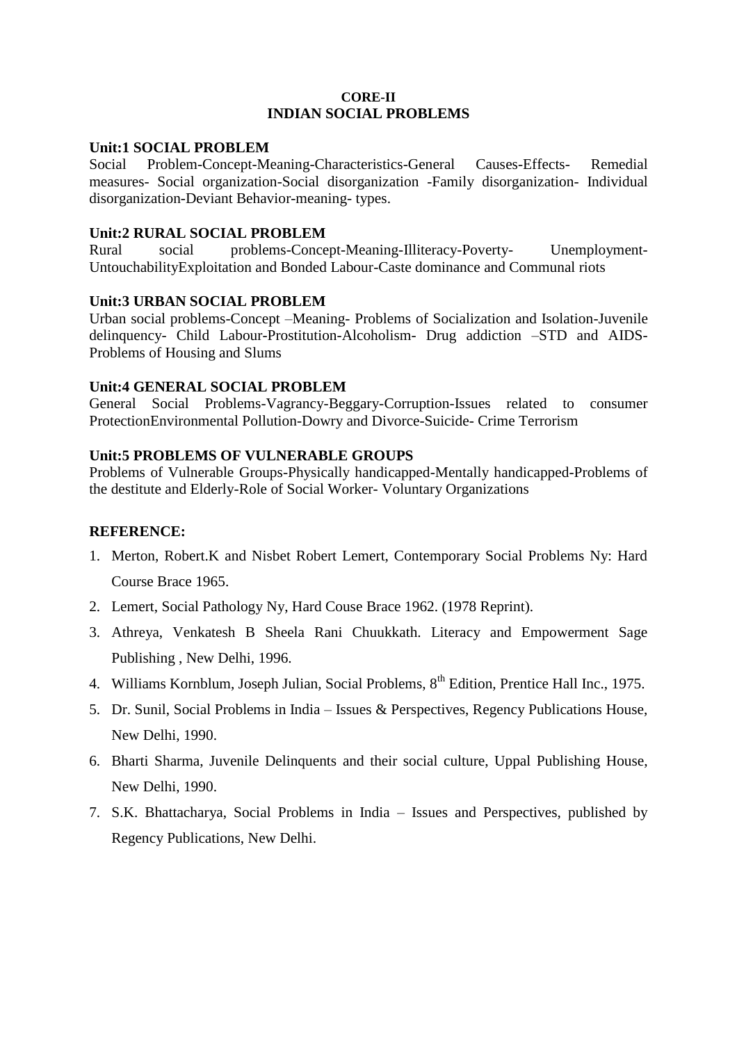**CORE-II**
**INDIAN SOCIAL PROBLEMS**

**Unit:1 SOCIAL PROBLEM**
Social Problem-Concept-Meaning-Characteristics-General Causes-Effects- Remedial measures- Social organization-Social disorganization -Family disorganization- Individual disorganization-Deviant Behavior-meaning- types.

**Unit:2 RURAL SOCIAL PROBLEM**
Rural social problems-Concept-Meaning-Illiteracy-Poverty- Unemployment-UntouchabilityExploitation and Bonded Labour-Caste dominance and Communal riots

**Unit:3 URBAN SOCIAL PROBLEM**
Urban social problems-Concept –Meaning- Problems of Socialization and Isolation-Juvenile delinquency- Child Labour-Prostitution-Alcoholism- Drug addiction –STD and AIDS-Problems of Housing and Slums

**Unit:4 GENERAL SOCIAL PROBLEM**
General Social Problems-Vagrancy-Beggary-Corruption-Issues related to consumer ProtectionEnvironmental Pollution-Dowry and Divorce-Suicide- Crime Terrorism

**Unit:5 PROBLEMS OF VULNERABLE GROUPS**
Problems of Vulnerable Groups-Physically handicapped-Mentally handicapped-Problems of the destitute and Elderly-Role of Social Worker- Voluntary Organizations

**REFERENCE:**

1. Merton, Robert.K and Nisbet Robert Lemert, Contemporary Social Problems Ny: Hard Course Brace 1965.
2. Lemert, Social Pathology Ny, Hard Couse Brace 1962. (1978 Reprint).
3. Athreya, Venkatesh B Sheela Rani Chuukkath. Literacy and Empowerment Sage Publishing , New Delhi, 1996.
4. Williams Kornblum, Joseph Julian, Social Problems, 8th Edition, Prentice Hall Inc., 1975.
5. Dr. Sunil, Social Problems in India – Issues & Perspectives, Regency Publications House, New Delhi, 1990.
6. Bharti Sharma, Juvenile Delinquents and their social culture, Uppal Publishing House, New Delhi, 1990.
7. S.K. Bhattacharya, Social Problems in India – Issues and Perspectives, published by Regency Publications, New Delhi.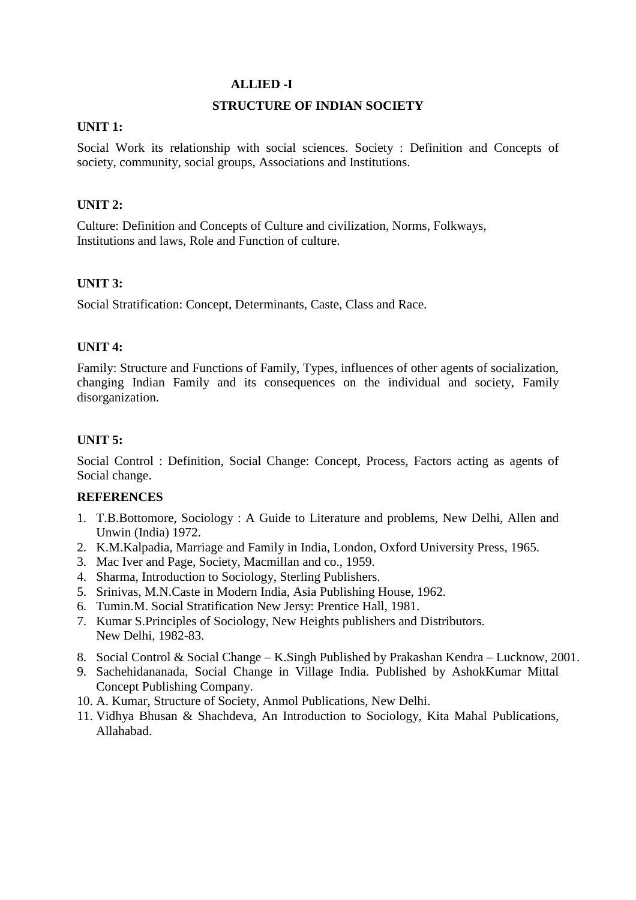## ALLIED -I

## STRUCTURE OF INDIAN SOCIETY

**UNIT 1:**

Social Work its relationship with social sciences. Society : Definition and Concepts of society, community, social groups, Associations and Institutions.

**UNIT 2:**

Culture: Definition and Concepts of Culture and civilization, Norms, Folkways, Institutions and laws, Role and Function of culture.

**UNIT 3:**

Social Stratification: Concept, Determinants, Caste, Class and Race.

**UNIT 4:**

Family: Structure and Functions of Family, Types, influences of other agents of socialization, changing Indian Family and its consequences on the individual and society, Family disorganization.

**UNIT 5:**

Social Control : Definition, Social Change: Concept, Process, Factors acting as agents of Social change.

**REFERENCES**

1. T.B.Bottomore, Sociology : A Guide to Literature and problems, New Delhi, Allen and Unwin (India) 1972.
2. K.M.Kalpadia, Marriage and Family in India, London, Oxford University Press, 1965.
3. Mac Iver and Page, Society, Macmillan and co., 1959.
4. Sharma, Introduction to Sociology, Sterling Publishers.
5. Srinivas, M.N.Caste in Modern India, Asia Publishing House, 1962.
6. Tumin.M. Social Stratification New Jersy: Prentice Hall, 1981.
7. Kumar S.Principles of Sociology, New Heights publishers and Distributors. New Delhi, 1982-83.
8. Social Control & Social Change – K.Singh Published by Prakashan Kendra – Lucknow, 2001.
9. Sachehidananada, Social Change in Village India. Published by AshokKumar Mittal Concept Publishing Company.
10. A. Kumar, Structure of Society, Anmol Publications, New Delhi.
11. Vidhya Bhusan & Shachdeva, An Introduction to Sociology, Kita Mahal Publications, Allahabad.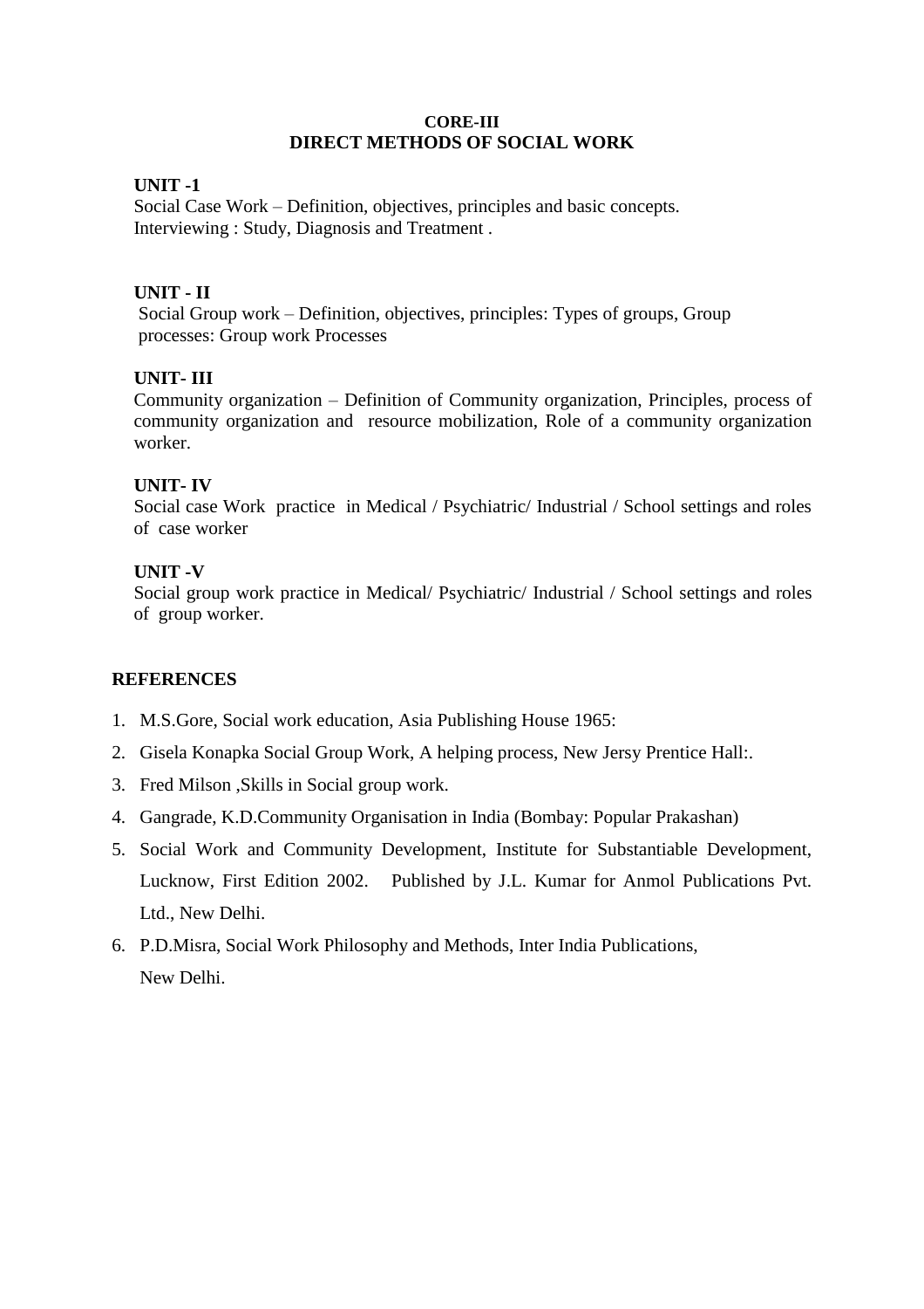**CORE-III**

**DIRECT METHODS OF SOCIAL WORK**

**UNIT -1**

Social Case Work – Definition, objectives, principles and basic concepts. Interviewing : Study, Diagnosis and Treatment .

**UNIT - II**

Social Group work – Definition, objectives, principles: Types of groups, Group processes: Group work Processes

**UNIT- III**

Community organization – Definition of Community organization, Principles, process of community organization and resource mobilization, Role of a community organization worker.

**UNIT- IV**

Social case Work practice in Medical / Psychiatric/ Industrial / School settings and roles of case worker

**UNIT -V**

Social group work practice in Medical/ Psychiatric/ Industrial / School settings and roles of group worker.

**REFERENCES**

1. M.S.Gore, Social work education, Asia Publishing House 1965:
2. Gisela Konapka Social Group Work, A helping process, New Jersy Prentice Hall:.
3. Fred Milson ,Skills in Social group work.
4. Gangrade, K.D.Community Organisation in India (Bombay: Popular Prakashan)
5. Social Work and Community Development, Institute for Substantiable Development, Lucknow, First Edition 2002. Published by J.L. Kumar for Anmol Publications Pvt. Ltd., New Delhi.
6. P.D.Misra, Social Work Philosophy and Methods, Inter India Publications, New Delhi.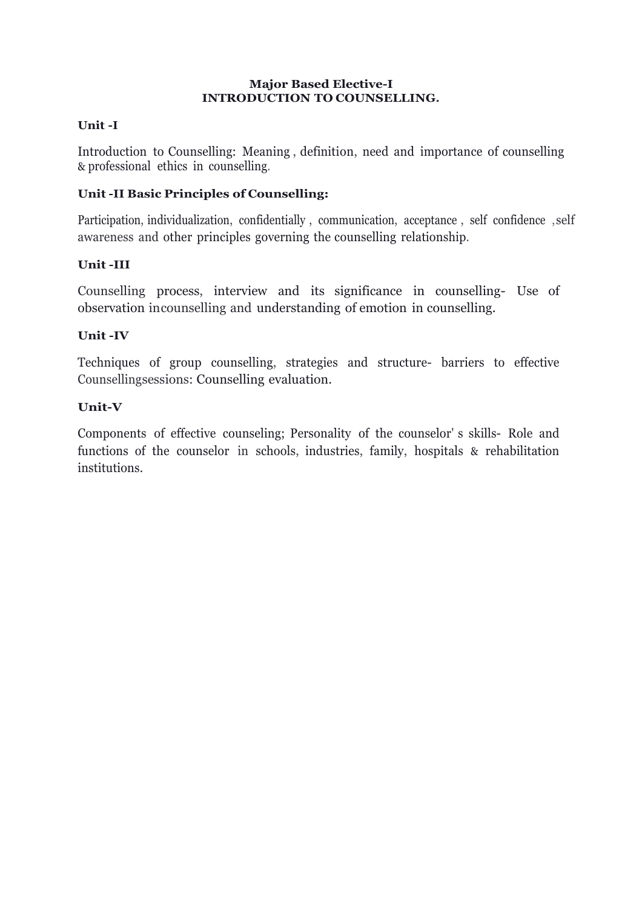**Major Based Elective-I**
**INTRODUCTION TO COUNSELLING.**

**Unit -I**

Introduction to Counselling: Meaning , definition, need and importance of counselling & professional ethics in counselling.

**Unit -II Basic Principles of Counselling:**

Participation, individualization, confidentially , communication, acceptance , self confidence ,self awareness and other principles governing the counselling relationship.

**Unit -III**

Counselling process, interview and its significance in counselling- Use of observation incounselling and understanding of emotion in counselling.

**Unit -IV**

Techniques of group counselling, strategies and structure- barriers to effective Counsellingsessions: Counselling evaluation.

**Unit-V**

Components of effective counseling; Personality of the counselor' s skills- Role and functions of the counselor in schools, industries, family, hospitals & rehabilitation institutions.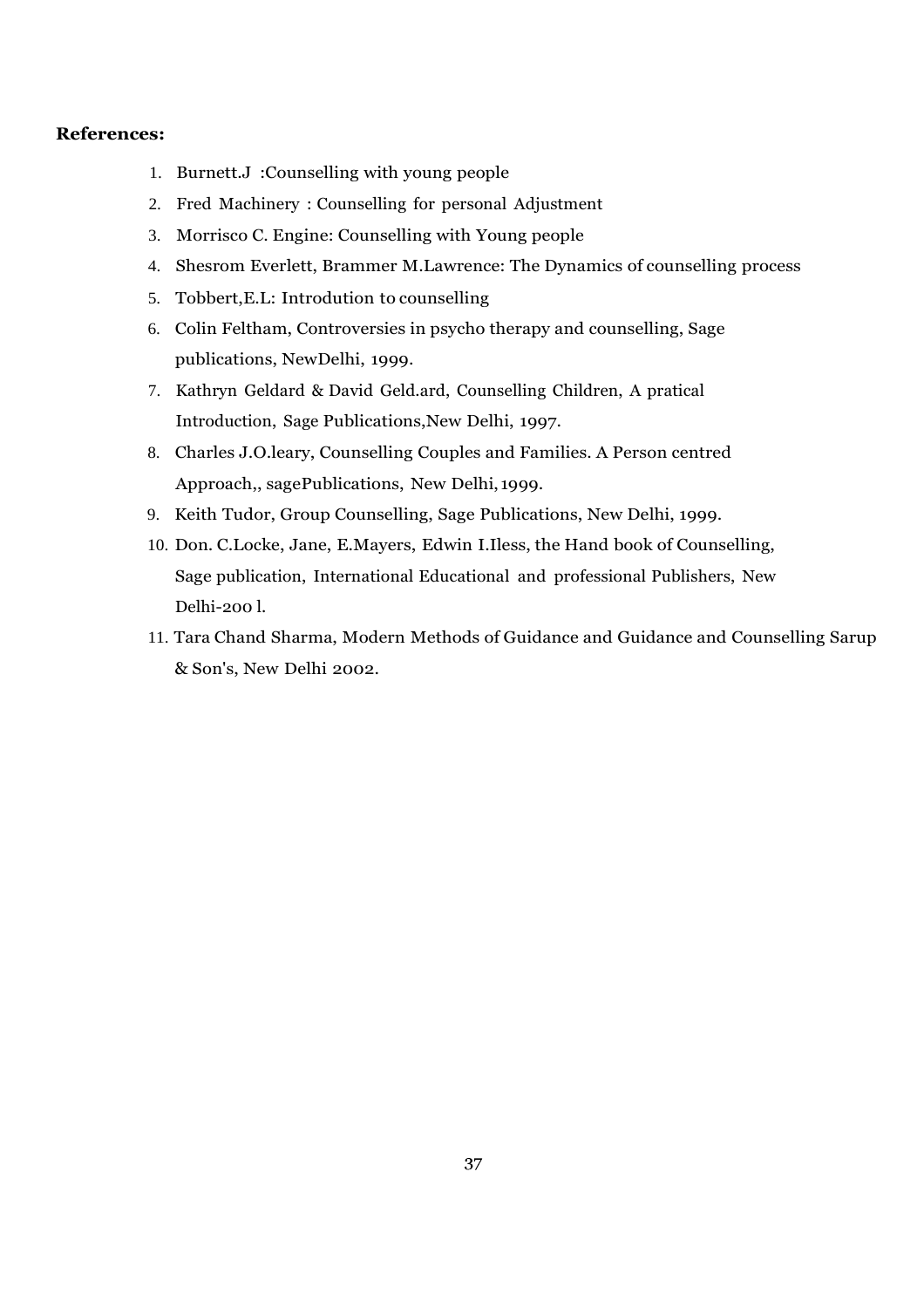**References:**

1. Burnett.J :Counselling with young people
2. Fred Machinery : Counselling for personal Adjustment
3. Morrisco C. Engine: Counselling with Young people
4. Shesrom Everlett, Brammer M.Lawrence: The Dynamics of counselling process
5. Tobbert,E.L: Introdution to counselling
6. Colin Feltham, Controversies in psycho therapy and counselling, Sage publications, NewDelhi, 1999.
7. Kathryn Geldard & David Geld.ard, Counselling Children, A pratical Introduction, Sage Publications,New Delhi, 1997.
8. Charles J.O.leary, Counselling Couples and Families. A Person centred Approach,, sagePublications, New Delhi, 1999.
9. Keith Tudor, Group Counselling, Sage Publications, New Delhi, 1999.
10. Don. C.Locke, Jane, E.Mayers, Edwin I.Iless, the Hand book of Counselling, Sage publication, International Educational and professional Publishers, New Delhi-200 l.
11. Tara Chand Sharma, Modern Methods of Guidance and Guidance and Counselling Sarup & Son's, New Delhi 2002.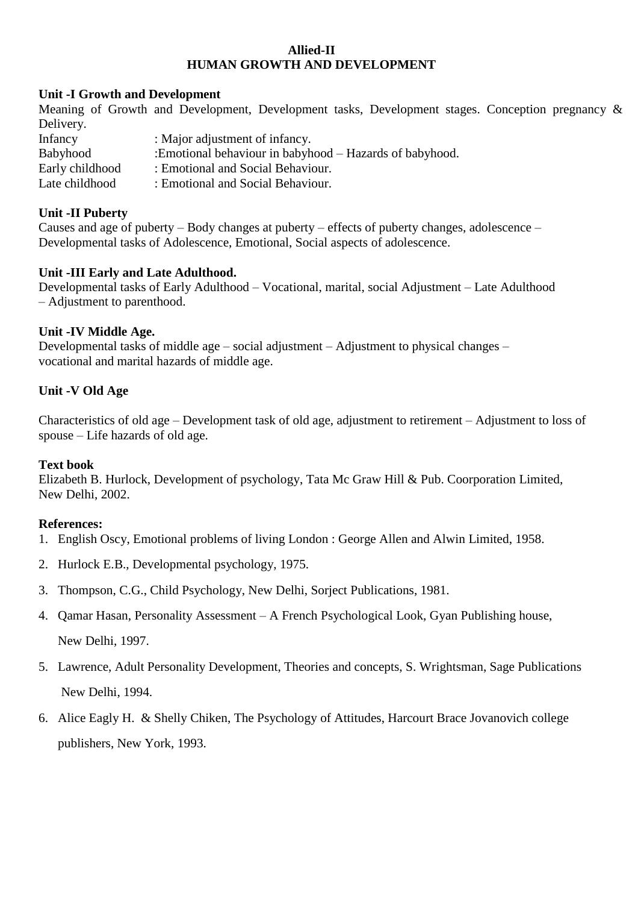**Allied-II**
**HUMAN GROWTH AND DEVELOPMENT**

**Unit -I Growth and Development**

Meaning of Growth and Development, Development tasks, Development stages. Conception pregnancy & Delivery.

Infancy : Major adjustment of infancy.
Babyhood :Emotional behaviour in babyhood – Hazards of babyhood.
Early childhood : Emotional and Social Behaviour.
Late childhood : Emotional and Social Behaviour.

**Unit -II Puberty**

Causes and age of puberty – Body changes at puberty – effects of puberty changes, adolescence – Developmental tasks of Adolescence, Emotional, Social aspects of adolescence.

**Unit -III Early and Late Adulthood.**

Developmental tasks of Early Adulthood – Vocational, marital, social Adjustment – Late Adulthood – Adjustment to parenthood.

**Unit -IV Middle Age.**

Developmental tasks of middle age – social adjustment – Adjustment to physical changes – vocational and marital hazards of middle age.

**Unit -V Old Age**

Characteristics of old age – Development task of old age, adjustment to retirement – Adjustment to loss of spouse – Life hazards of old age.

**Text book**

Elizabeth B. Hurlock, Development of psychology, Tata Mc Graw Hill & Pub. Coorporation Limited, New Delhi, 2002.

**References:**

1. English Oscy, Emotional problems of living London : George Allen and Alwin Limited, 1958.
2. Hurlock E.B., Developmental psychology, 1975.
3. Thompson, C.G., Child Psychology, New Delhi, Sorject Publications, 1981.
4. Qamar Hasan, Personality Assessment – A French Psychological Look, Gyan Publishing house, New Delhi, 1997.
5. Lawrence, Adult Personality Development, Theories and concepts, S. Wrightsman, Sage Publications New Delhi, 1994.
6. Alice Eagly H. & Shelly Chiken, The Psychology of Attitudes, Harcourt Brace Jovanovich college publishers, New York, 1993.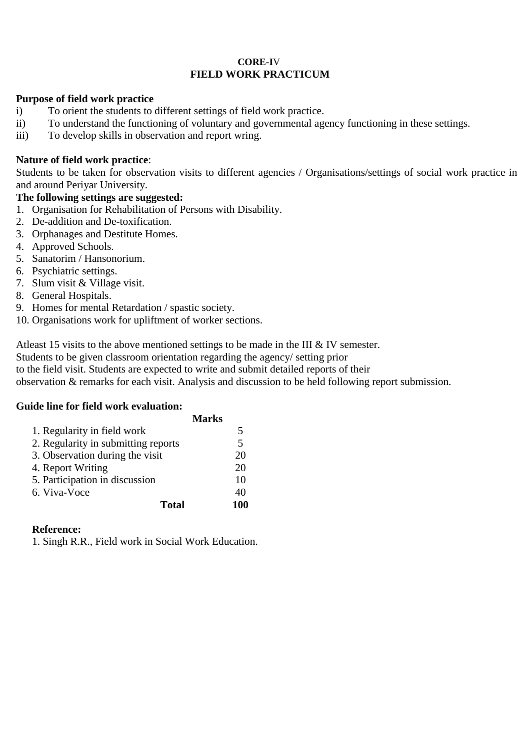**CORE-IV**
**FIELD WORK PRACTICUM**

**Purpose of field work practice**

i) To orient the students to different settings of field work practice.
ii) To understand the functioning of voluntary and governmental agency functioning in these settings.
iii) To develop skills in observation and report wring.

**Nature of field work practice**:
Students to be taken for observation visits to different agencies / Organisations/settings of social work practice in and around Periyar University.

**The following settings are suggested:**

1. Organisation for Rehabilitation of Persons with Disability.
2. De-addition and De-toxification.
3. Orphanages and Destitute Homes.
4. Approved Schools.
5. Sanatorim / Hansonorium.
6. Psychiatric settings.
7. Slum visit & Village visit.
8. General Hospitals.
9. Homes for mental Retardation / spastic society.
10. Organisations work for upliftment of worker sections.

Atleast 15 visits to the above mentioned settings to be made in the III & IV semester.
Students to be given classroom orientation regarding the agency/ setting prior
to the field visit. Students are expected to write and submit detailed reports of their
observation & remarks for each visit. Analysis and discussion to be held following report submission.

**Guide line for field work evaluation:**

| | **Marks** |
|---|---|
| 1. Regularity in field work | 5 |
| 2. Regularity in submitting reports | 5 |
| 3. Observation during the visit | 20 |
| 4. Report Writing | 20 |
| 5. Participation in discussion | 10 |
| 6. Viva-Voce | 40 |
| **Total** | **100** |

**Reference:**

1. Singh R.R., Field work in Social Work Education.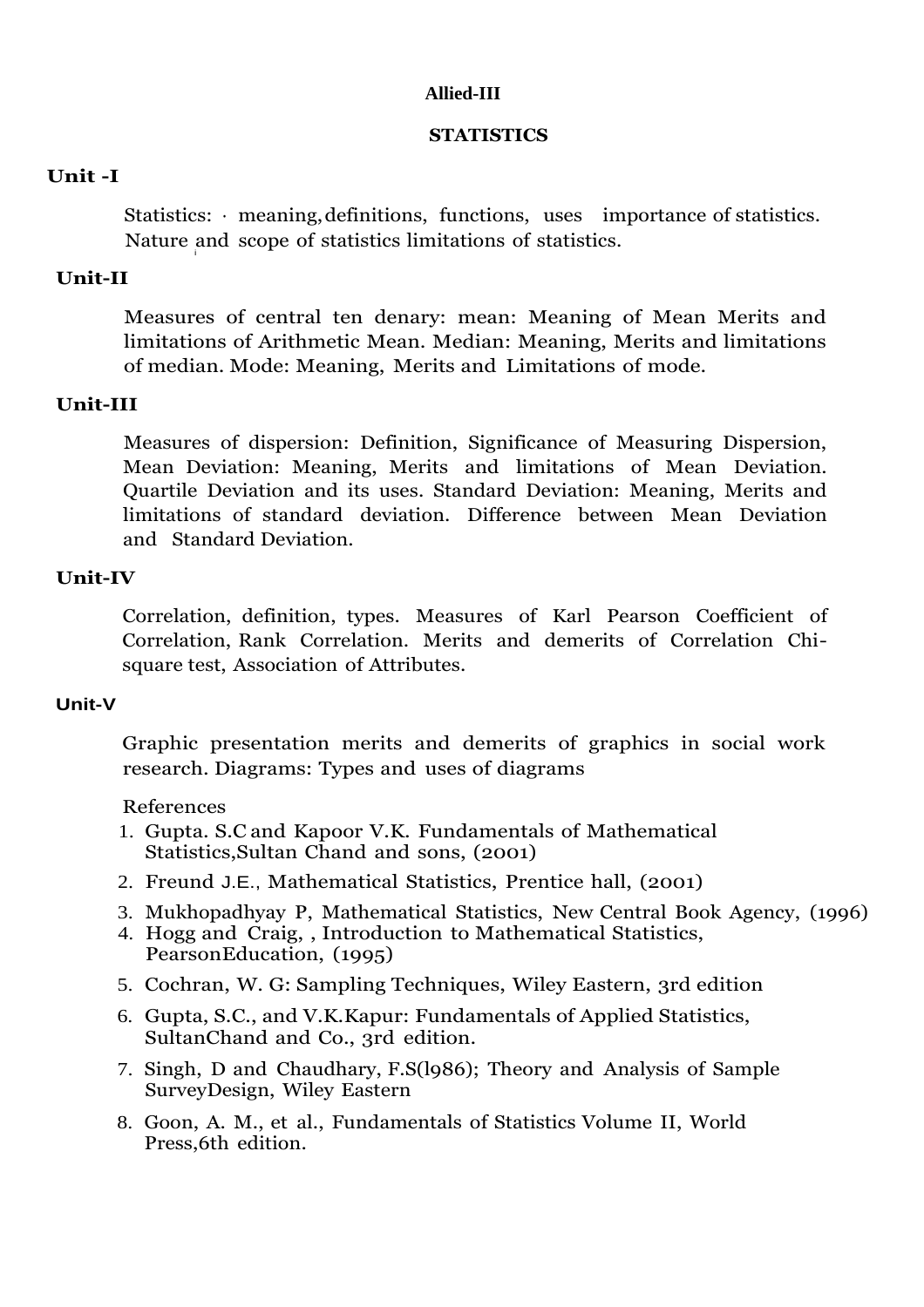**Allied-III**

**STATISTICS**

**Unit -I**

Statistics: · meaning, definitions, functions, uses importance of statistics. Nature and scope of statistics limitations of statistics.

**Unit-II**

Measures of central ten denary: mean: Meaning of Mean Merits and limitations of Arithmetic Mean. Median: Meaning, Merits and limitations of median. Mode: Meaning, Merits and Limitations of mode.

**Unit-III**

Measures of dispersion: Definition, Significance of Measuring Dispersion, Mean Deviation: Meaning, Merits and limitations of Mean Deviation. Quartile Deviation and its uses. Standard Deviation: Meaning, Merits and limitations of standard deviation. Difference between Mean Deviation and Standard Deviation.

**Unit-IV**

Correlation, definition, types. Measures of Karl Pearson Coefficient of Correlation, Rank Correlation. Merits and demerits of Correlation Chi-square test, Association of Attributes.

**Unit-V**

Graphic presentation merits and demerits of graphics in social work research. Diagrams: Types and uses of diagrams

References

1. Gupta. S.C and Kapoor V.K. Fundamentals of Mathematical Statistics,Sultan Chand and sons, (2001)
2. Freund J.E., Mathematical Statistics, Prentice hall, (2001)
3. Mukhopadhyay P, Mathematical Statistics, New Central Book Agency, (1996)
4. Hogg and Craig, , Introduction to Mathematical Statistics, PearsonEducation, (1995)
5. Cochran, W. G: Sampling Techniques, Wiley Eastern, 3rd edition
6. Gupta, S.C., and V.K.Kapur: Fundamentals of Applied Statistics, SultanChand and Co., 3rd edition.
7. Singh, D and Chaudhary, F.S(l986); Theory and Analysis of Sample SurveyDesign, Wiley Eastern
8. Goon, A. M., et al., Fundamentals of Statistics Volume II, World Press,6th edition.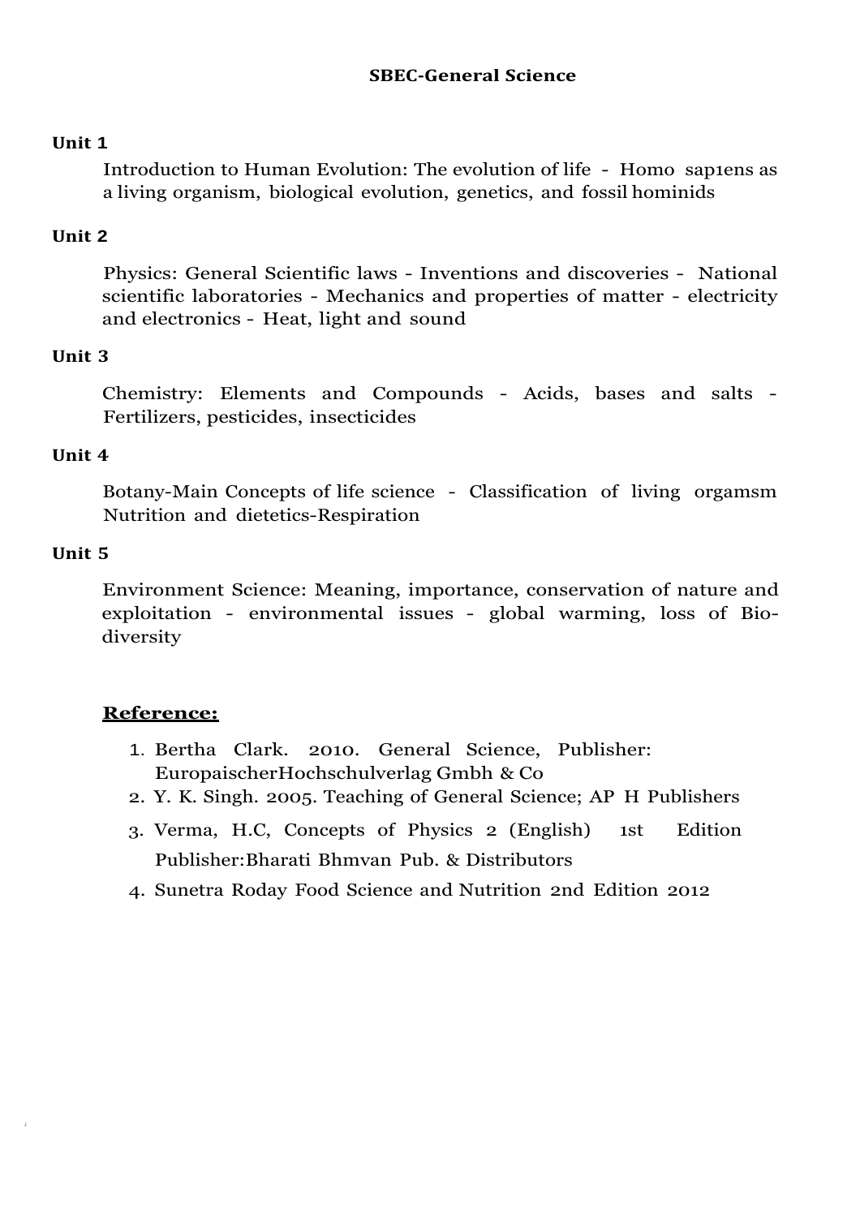# SBEC-General Science

**Unit 1**

Introduction to Human Evolution: The evolution of life - Homo sap1ens as a living organism, biological evolution, genetics, and fossil hominids

**Unit 2**

Physics: General Scientific laws - Inventions and discoveries - National scientific laboratories - Mechanics and properties of matter - electricity and electronics - Heat, light and sound

**Unit 3**

Chemistry: Elements and Compounds - Acids, bases and salts - Fertilizers, pesticides, insecticides

**Unit 4**

Botany-Main Concepts of life science - Classification of living orgamsm Nutrition and dietetics-Respiration

**Unit 5**

Environment Science: Meaning, importance, conservation of nature and exploitation - environmental issues - global warming, loss of Bio-diversity

## Reference:

1. Bertha Clark. 2010. General Science, Publisher: EuropaischerHochschulverlag Gmbh & Co
2. Y. K. Singh. 2005. Teaching of General Science; AP H Publishers
3. Verma, H.C, Concepts of Physics 2 (English) 1st Edition Publisher:Bharati Bhmvan Pub. & Distributors
4. Sunetra Roday Food Science and Nutrition 2nd Edition 2012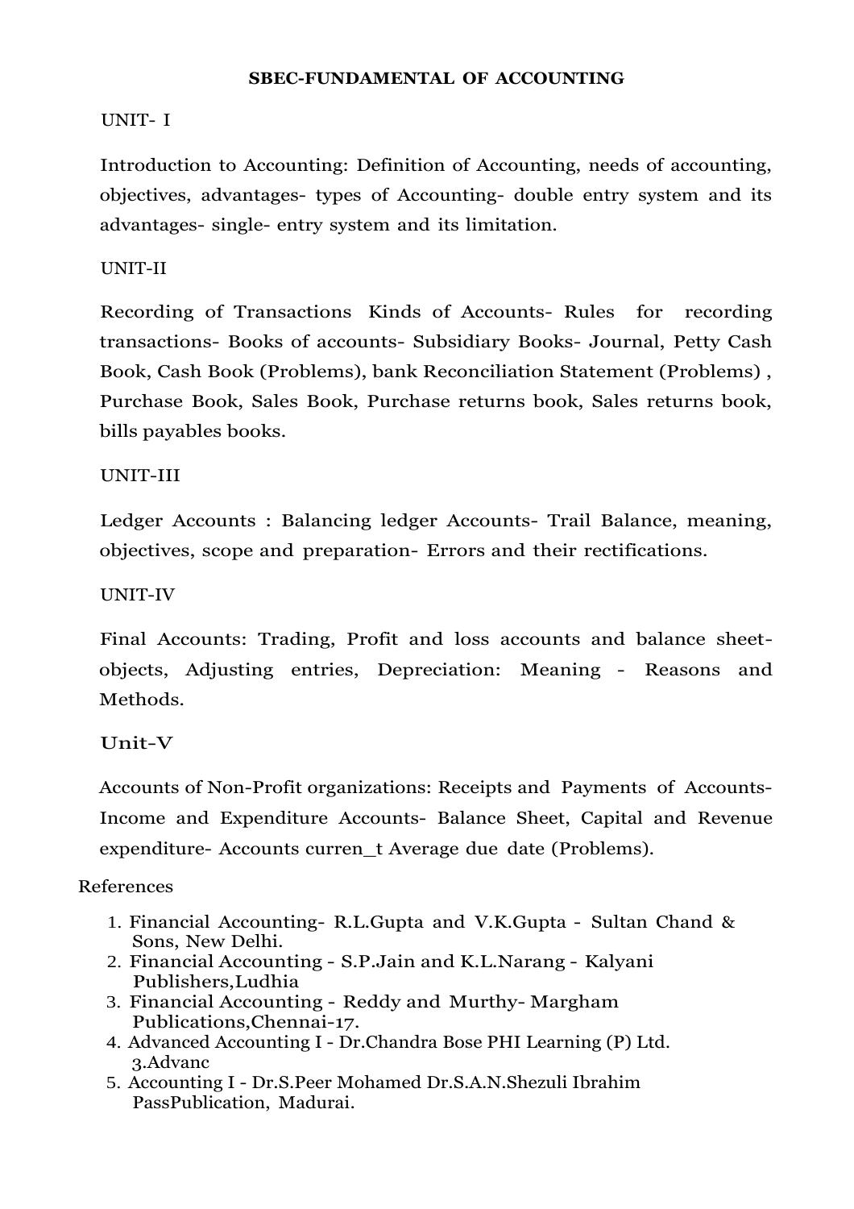# SBEC-FUNDAMENTAL OF ACCOUNTING

## UNIT- I

Introduction to Accounting: Definition of Accounting, needs of accounting, objectives, advantages- types of Accounting- double entry system and its advantages- single- entry system and its limitation.

## UNIT-II

Recording of Transactions Kinds of Accounts- Rules for recording transactions- Books of accounts- Subsidiary Books- Journal, Petty Cash Book, Cash Book (Problems), bank Reconciliation Statement (Problems) , Purchase Book, Sales Book, Purchase returns book, Sales returns book, bills payables books.

## UNIT-III

Ledger Accounts : Balancing ledger Accounts- Trail Balance, meaning, objectives, scope and preparation- Errors and their rectifications.

## UNIT-IV

Final Accounts: Trading, Profit and loss accounts and balance sheet- objects, Adjusting entries, Depreciation: Meaning - Reasons and Methods.

## Unit-V

Accounts of Non-Profit organizations: Receipts and Payments of Accounts- Income and Expenditure Accounts- Balance Sheet, Capital and Revenue expenditure- Accounts curren_t Average due date (Problems).

References

1. Financial Accounting- R.L.Gupta and V.K.Gupta - Sultan Chand & Sons, New Delhi.
2. Financial Accounting - S.P.Jain and K.L.Narang - Kalyani Publishers,Ludhia
3. Financial Accounting - Reddy and Murthy- Margham Publications,Chennai-17.
4. Advanced Accounting I - Dr.Chandra Bose PHI Learning (P) Ltd. 3.Advanc
5. Accounting I - Dr.S.Peer Mohamed Dr.S.A.N.Shezuli Ibrahim PassPublication, Madurai.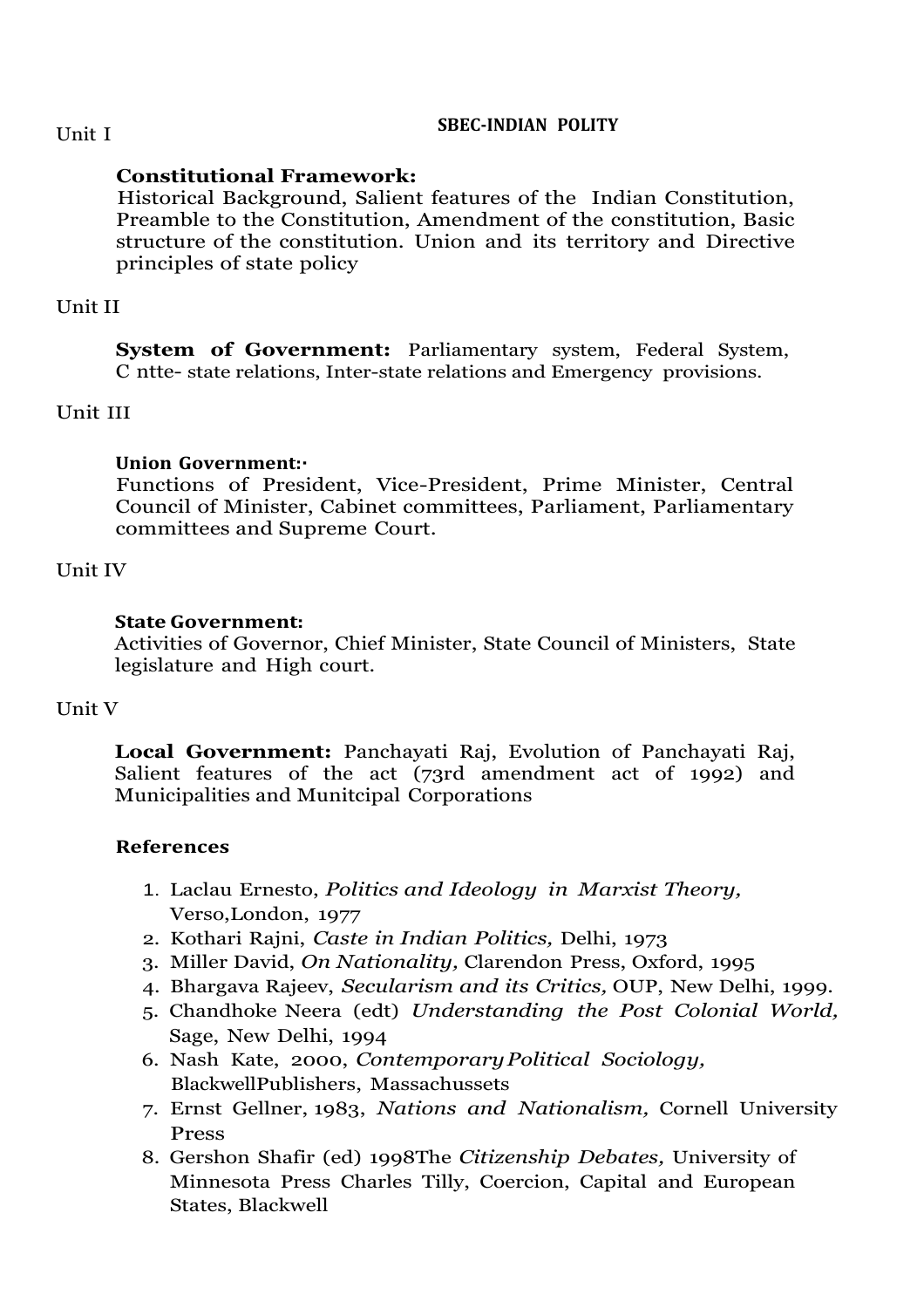## SBEC-INDIAN POLITY

Unit I

**Constitutional Framework:**
Historical Background, Salient features of the Indian Constitution, Preamble to the Constitution, Amendment of the constitution, Basic structure of the constitution. Union and its territory and Directive principles of state policy

Unit II

**System of Government:** Parliamentary system, Federal System, C ntte- state relations, Inter-state relations and Emergency provisions.

Unit III

**Union Government:·**
Functions of President, Vice-President, Prime Minister, Central Council of Minister, Cabinet committees, Parliament, Parliamentary committees and Supreme Court.

Unit IV

**State Government:**
Activities of Governor, Chief Minister, State Council of Ministers, State legislature and High court.

Unit V

**Local Government:** Panchayati Raj, Evolution of Panchayati Raj, Salient features of the act (73rd amendment act of 1992) and Municipalities and Munitcipal Corporations

**References**

1. Laclau Ernesto, *Politics and Ideology in Marxist Theory,* Verso,London, 1977
2. Kothari Rajni, *Caste in Indian Politics,* Delhi, 1973
3. Miller David, *On Nationality,* Clarendon Press, Oxford, 1995
4. Bhargava Rajeev, *Secularism and its Critics,* OUP, New Delhi, 1999.
5. Chandhoke Neera (edt) *Understanding the Post Colonial World,* Sage, New Delhi, 1994
6. Nash Kate, 2000, *Contemporary Political Sociology,* BlackwellPublishers, Massachussets
7. Ernst Gellner, 1983, *Nations and Nationalism,* Cornell University Press
8. Gershon Shafir (ed) 1998The *Citizenship Debates,* University of Minnesota Press Charles Tilly, Coercion, Capital and European States, Blackwell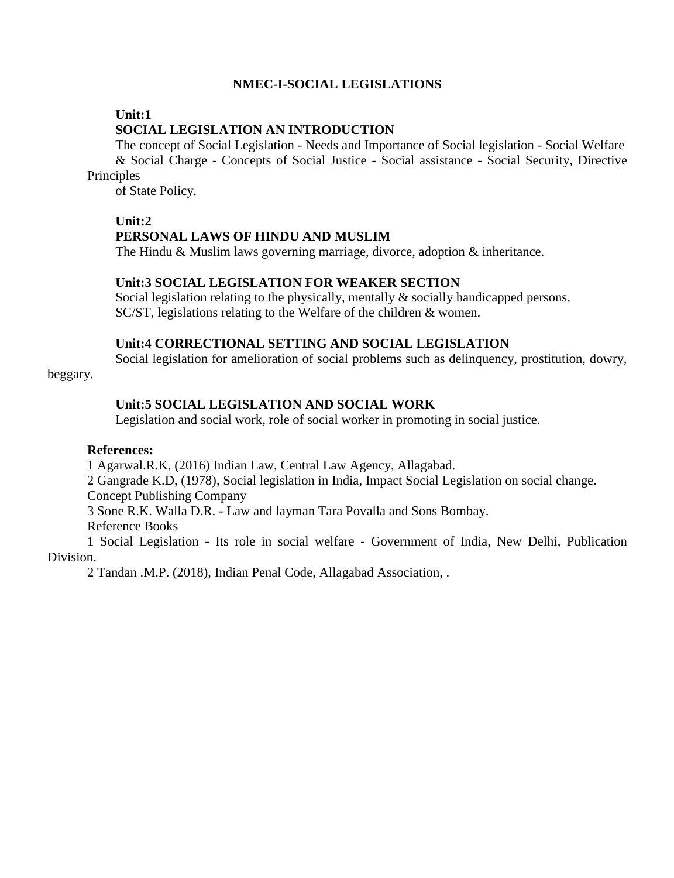## NMEC-I-SOCIAL LEGISLATIONS

**Unit:1**

**SOCIAL LEGISLATION AN INTRODUCTION**

The concept of Social Legislation - Needs and Importance of Social legislation - Social Welfare & Social Charge - Concepts of Social Justice - Social assistance - Social Security, Directive Principles of State Policy.

**Unit:2**

**PERSONAL LAWS OF HINDU AND MUSLIM**

The Hindu & Muslim laws governing marriage, divorce, adoption & inheritance.

**Unit:3 SOCIAL LEGISLATION FOR WEAKER SECTION**

Social legislation relating to the physically, mentally & socially handicapped persons, SC/ST, legislations relating to the Welfare of the children & women.

**Unit:4 CORRECTIONAL SETTING AND SOCIAL LEGISLATION**

Social legislation for amelioration of social problems such as delinquency, prostitution, dowry, beggary.

**Unit:5 SOCIAL LEGISLATION AND SOCIAL WORK**

Legislation and social work, role of social worker in promoting in social justice.

**References:**

1 Agarwal.R.K, (2016) Indian Law, Central Law Agency, Allagabad.

2 Gangrade K.D, (1978), Social legislation in India, Impact Social Legislation on social change. Concept Publishing Company

3 Sone R.K. Walla D.R. - Law and layman Tara Povalla and Sons Bombay.

Reference Books

1 Social Legislation - Its role in social welfare - Government of India, New Delhi, Publication Division.

2 Tandan .M.P. (2018), Indian Penal Code, Allagabad Association, .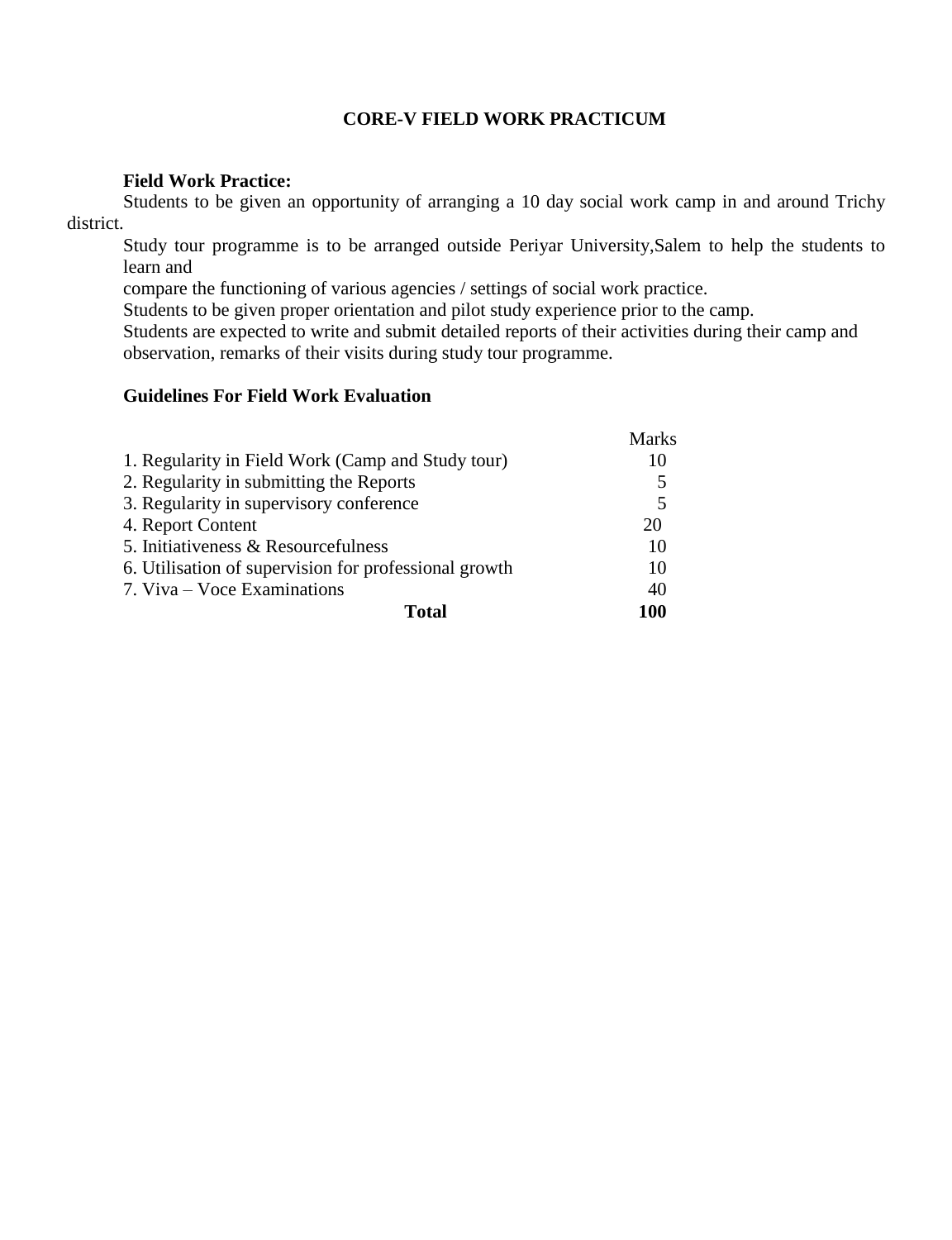# CORE-V FIELD WORK PRACTICUM

**Field Work Practice:**

Students to be given an opportunity of arranging a 10 day social work camp in and around Trichy district.

Study tour programme is to be arranged outside Periyar University,Salem to help the students to learn and compare the functioning of various agencies / settings of social work practice.

Students to be given proper orientation and pilot study experience prior to the camp.

Students are expected to write and submit detailed reports of their activities during their camp and observation, remarks of their visits during study tour programme.

**Guidelines For Field Work Evaluation**

| | Marks |
|---|---|
| 1. Regularity in Field Work (Camp and Study tour) | 10 |
| 2. Regularity in submitting the Reports | 5 |
| 3. Regularity in supervisory conference | 5 |
| 4. Report Content | 20 |
| 5. Initiativeness & Resourcefulness | 10 |
| 6. Utilisation of supervision for professional growth | 10 |
| 7. Viva – Voce Examinations | 40 |
| **Total** | **100** |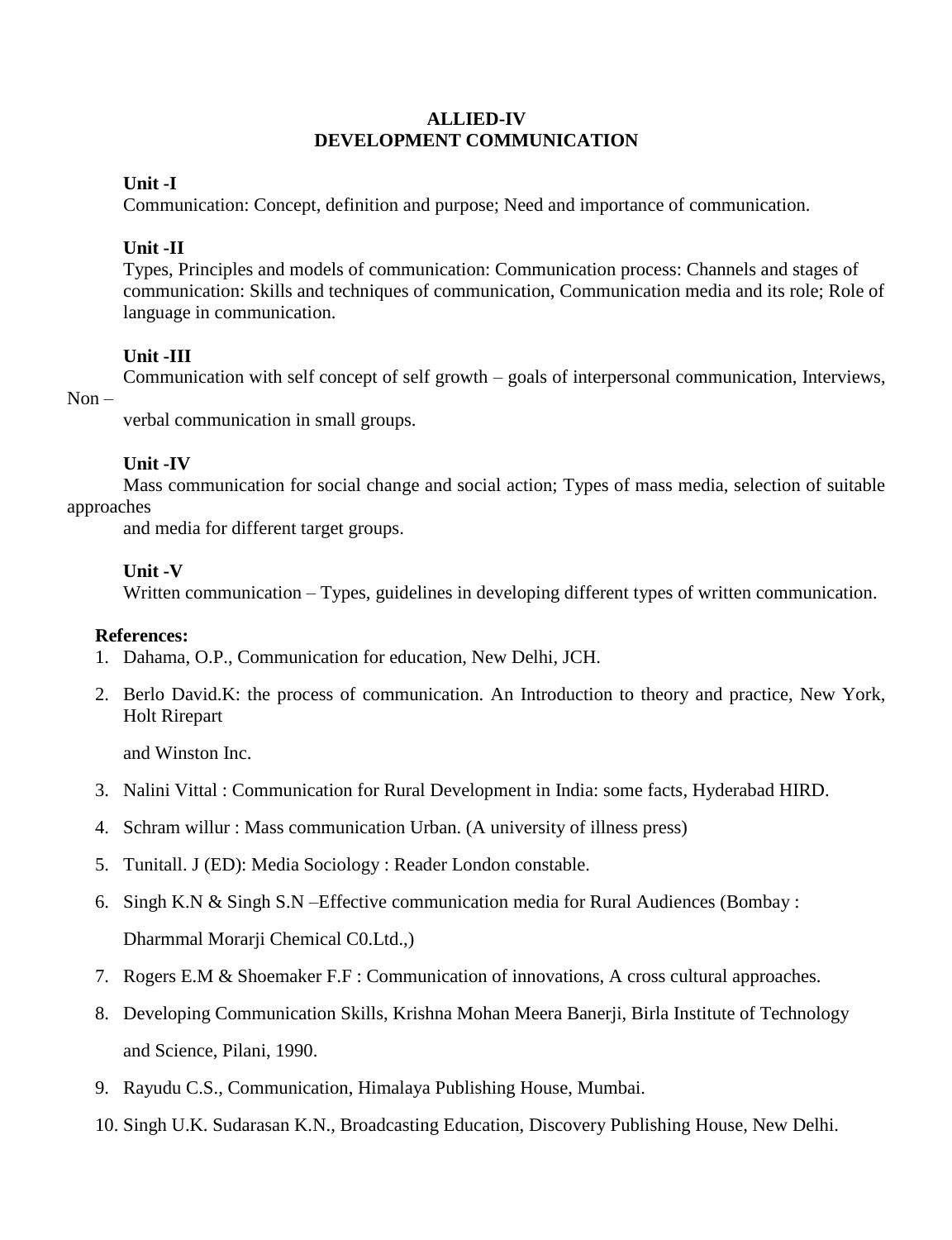# ALLIED-IV
# DEVELOPMENT COMMUNICATION

**Unit -I**

Communication: Concept, definition and purpose; Need and importance of communication.

**Unit -II**

Types, Principles and models of communication: Communication process: Channels and stages of communication: Skills and techniques of communication, Communication media and its role; Role of language in communication.

**Unit -III**

Communication with self concept of self growth – goals of interpersonal communication, Interviews, Non – verbal communication in small groups.

**Unit -IV**

Mass communication for social change and social action; Types of mass media, selection of suitable approaches and media for different target groups.

**Unit -V**

Written communication – Types, guidelines in developing different types of written communication.

**References:**

1. Dahama, O.P., Communication for education, New Delhi, JCH.
2. Berlo David.K: the process of communication. An Introduction to theory and practice, New York, Holt Rirepart and Winston Inc.
3. Nalini Vittal : Communication for Rural Development in India: some facts, Hyderabad HIRD.
4. Schram willur : Mass communication Urban. (A university of illness press)
5. Tunitall. J (ED): Media Sociology : Reader London constable.
6. Singh K.N & Singh S.N –Effective communication media for Rural Audiences (Bombay : Dharmmal Morarji Chemical C0.Ltd.,)
7. Rogers E.M & Shoemaker F.F : Communication of innovations, A cross cultural approaches.
8. Developing Communication Skills, Krishna Mohan Meera Banerji, Birla Institute of Technology and Science, Pilani, 1990.
9. Rayudu C.S., Communication, Himalaya Publishing House, Mumbai.
10. Singh U.K. Sudarasan K.N., Broadcasting Education, Discovery Publishing House, New Delhi.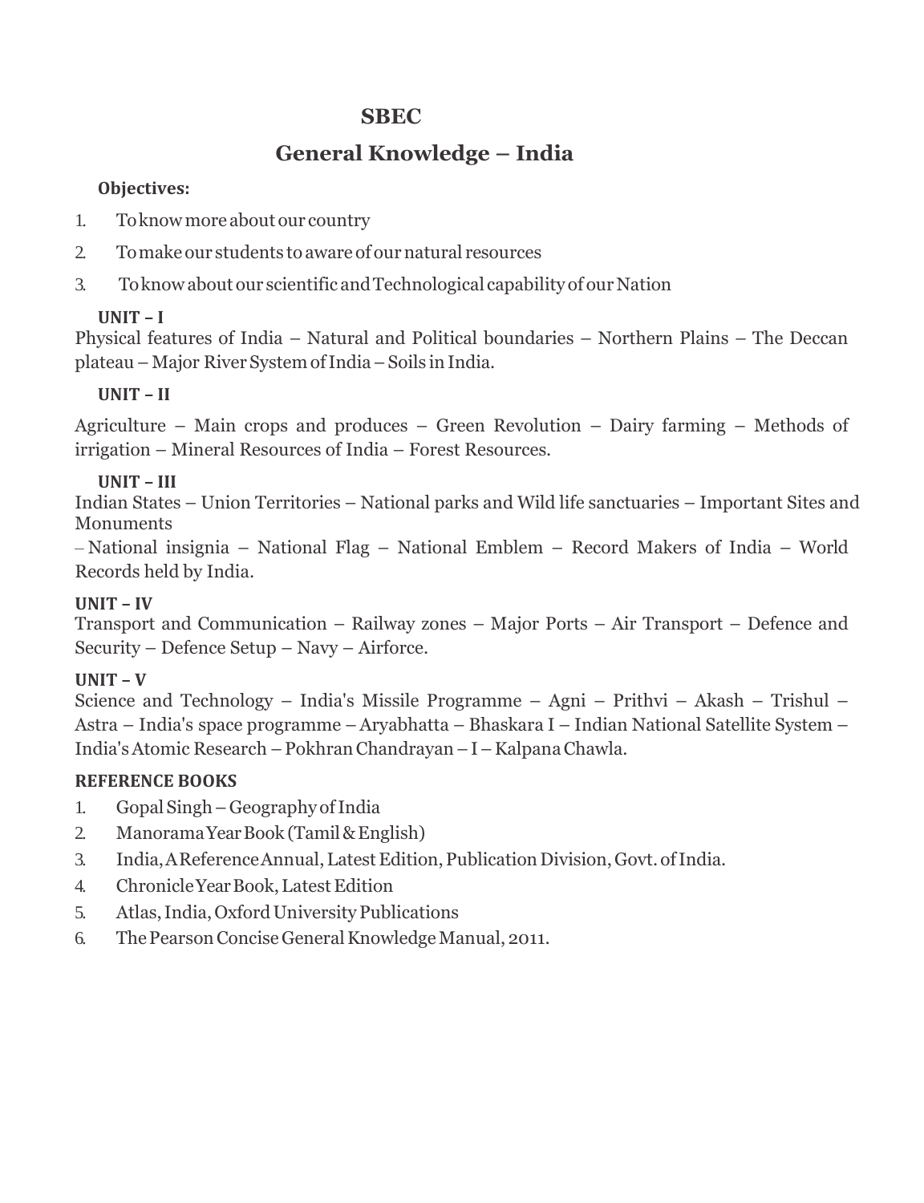# SBEC

## General Knowledge – India

**Objectives:**

1. To know more about our country
2. To make our students to aware of our natural resources
3. To know about our scientific and Technological capability of our Nation

**UNIT – I**

Physical features of India – Natural and Political boundaries – Northern Plains – The Deccan plateau – Major River System of India – Soils in India.

**UNIT – II**

Agriculture – Main crops and produces – Green Revolution – Dairy farming – Methods of irrigation – Mineral Resources of India – Forest Resources.

**UNIT – III**

Indian States – Union Territories – National parks and Wild life sanctuaries – Important Sites and Monuments

– National insignia – National Flag – National Emblem – Record Makers of India – World Records held by India.

**UNIT – IV**

Transport and Communication – Railway zones – Major Ports – Air Transport – Defence and Security – Defence Setup – Navy – Airforce.

**UNIT – V**

Science and Technology – India's Missile Programme – Agni – Prithvi – Akash – Trishul – Astra – India's space programme – Aryabhatta – Bhaskara I – Indian National Satellite System – India's Atomic Research – Pokhran Chandrayan – I – Kalpana Chawla.

**REFERENCE BOOKS**

1. Gopal Singh – Geography of India
2. Manorama Year Book (Tamil & English)
3. India, A Reference Annual, Latest Edition, Publication Division, Govt. of India.
4. Chronicle Year Book, Latest Edition
5. Atlas, India, Oxford University Publications
6. The Pearson Concise General Knowledge Manual, 2011.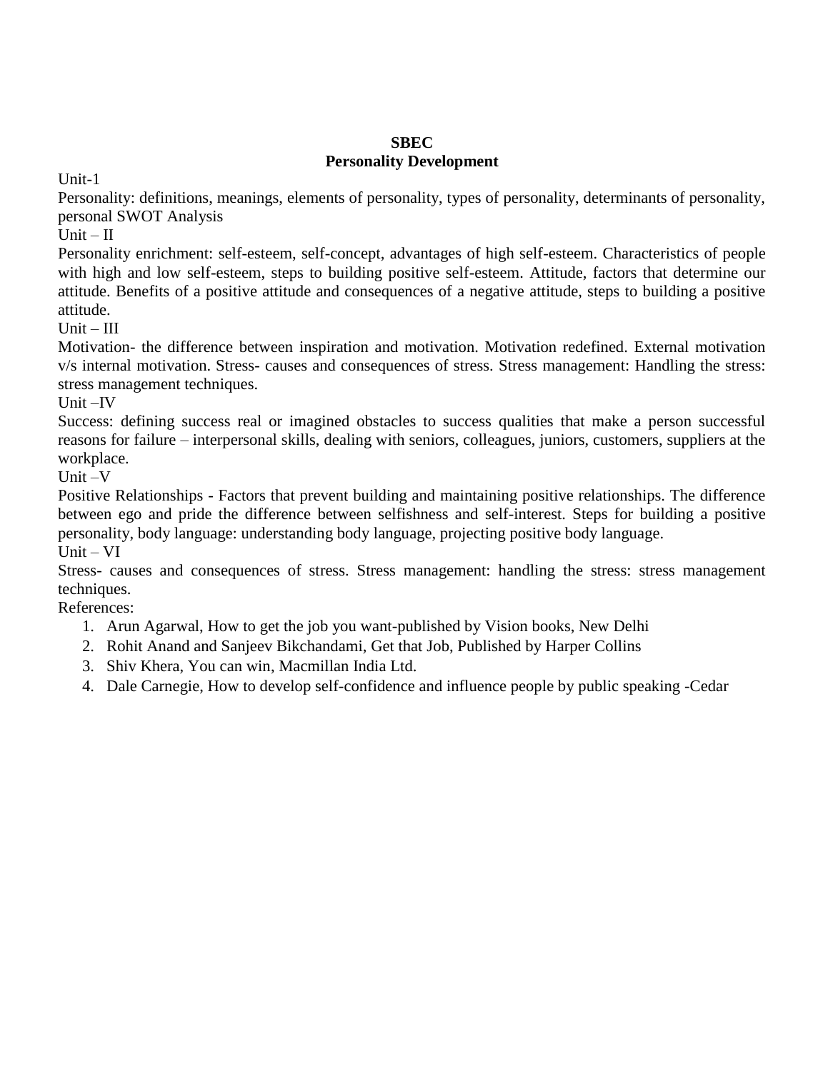**SBEC**

**Personality Development**

Unit-1

Personality: definitions, meanings, elements of personality, types of personality, determinants of personality, personal SWOT Analysis

Unit – II

Personality enrichment: self-esteem, self-concept, advantages of high self-esteem. Characteristics of people with high and low self-esteem, steps to building positive self-esteem. Attitude, factors that determine our attitude. Benefits of a positive attitude and consequences of a negative attitude, steps to building a positive attitude.

Unit – III

Motivation- the difference between inspiration and motivation. Motivation redefined. External motivation v/s internal motivation. Stress- causes and consequences of stress. Stress management: Handling the stress: stress management techniques.

Unit –IV

Success: defining success real or imagined obstacles to success qualities that make a person successful reasons for failure – interpersonal skills, dealing with seniors, colleagues, juniors, customers, suppliers at the workplace.

Unit –V

Positive Relationships - Factors that prevent building and maintaining positive relationships. The difference between ego and pride the difference between selfishness and self-interest. Steps for building a positive personality, body language: understanding body language, projecting positive body language.

Unit – VI

Stress- causes and consequences of stress. Stress management: handling the stress: stress management techniques.

References:

1. Arun Agarwal, How to get the job you want-published by Vision books, New Delhi
2. Rohit Anand and Sanjeev Bikchandami, Get that Job, Published by Harper Collins
3. Shiv Khera, You can win, Macmillan India Ltd.
4. Dale Carnegie, How to develop self-confidence and influence people by public speaking -Cedar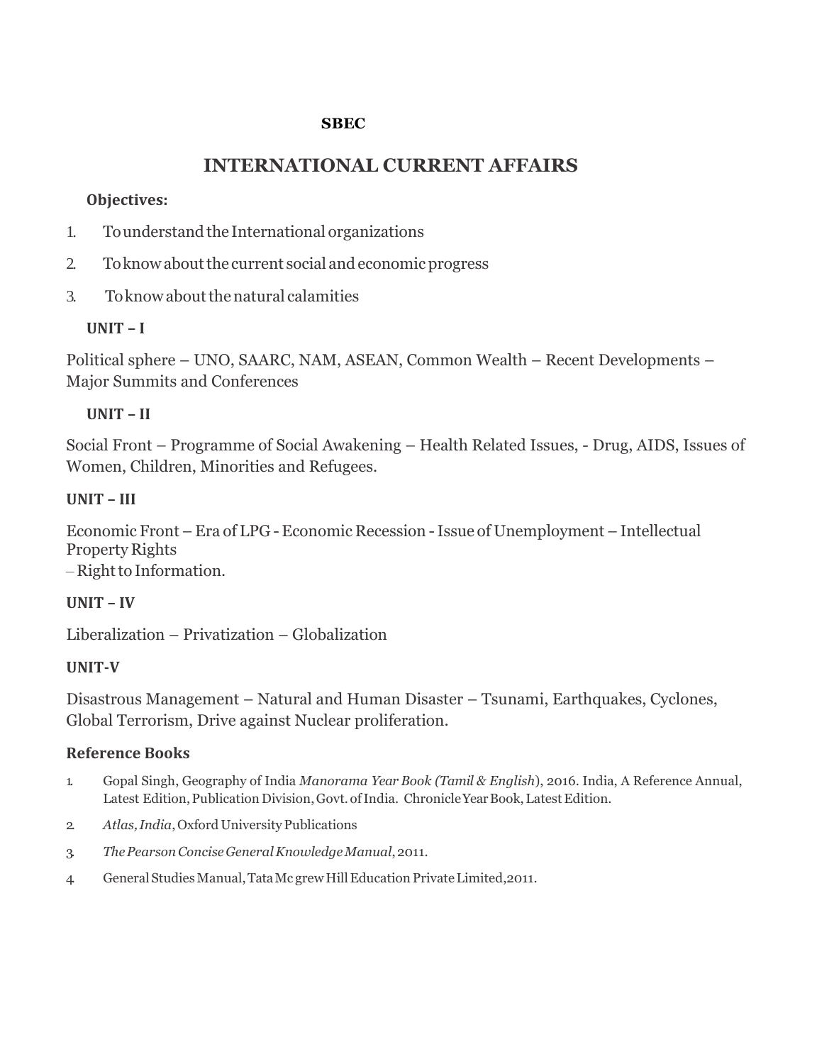**SBEC**

# INTERNATIONAL CURRENT AFFAIRS

**Objectives:**

1. To understand the International organizations
2. To know about the current social and economic progress
3. To know about the natural calamities

**UNIT – I**

Political sphere – UNO, SAARC, NAM, ASEAN, Common Wealth – Recent Developments – Major Summits and Conferences

**UNIT – II**

Social Front – Programme of Social Awakening – Health Related Issues, - Drug, AIDS, Issues of Women, Children, Minorities and Refugees.

**UNIT – III**

Economic Front – Era of LPG - Economic Recession - Issue of Unemployment – Intellectual Property Rights
– Right to Information.

**UNIT – IV**

Liberalization – Privatization – Globalization

**UNIT-V**

Disastrous Management – Natural and Human Disaster – Tsunami, Earthquakes, Cyclones, Global Terrorism, Drive against Nuclear proliferation.

**Reference Books**

1. Gopal Singh, Geography of India *Manorama Year Book (Tamil & English*), 2016. India, A Reference Annual, Latest Edition, Publication Division, Govt. of India. Chronicle Year Book, Latest Edition.
2. *Atlas, India*, Oxford University Publications
3. *The Pearson Concise General Knowledge Manual*, 2011.
4. General Studies Manual, Tata Mc grew Hill Education Private Limited,2011.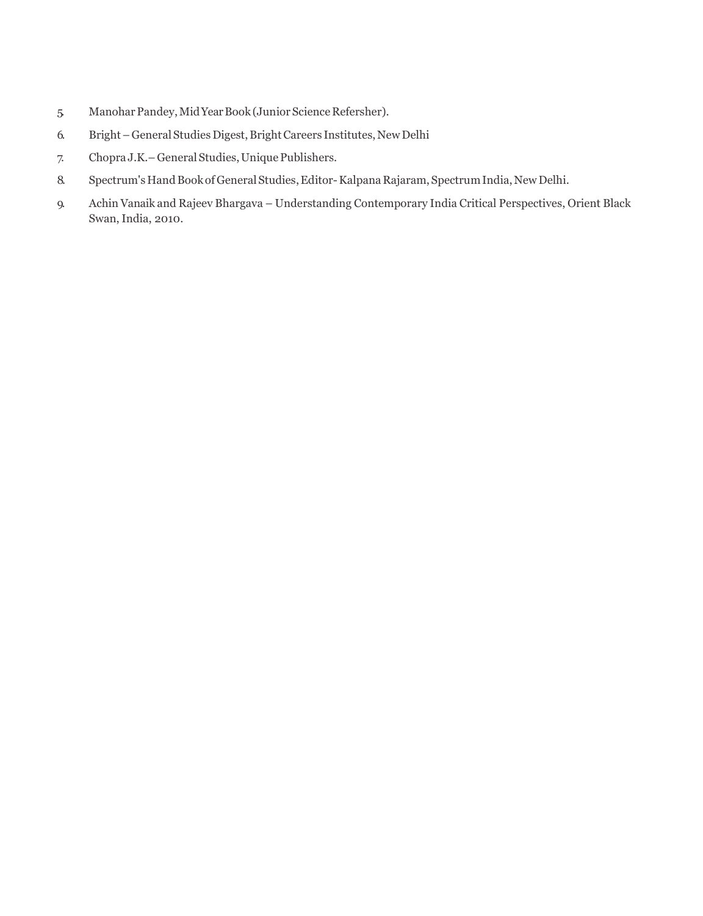5. Manohar Pandey, Mid Year Book (Junior Science Refersher).
6. Bright – General Studies Digest, Bright Careers Institutes, New Delhi
7. Chopra J.K.– General Studies, Unique Publishers.
8. Spectrum's Hand Book of General Studies, Editor- Kalpana Rajaram, Spectrum India, New Delhi.
9. Achin Vanaik and Rajeev Bhargava – Understanding Contemporary India Critical Perspectives, Orient Black Swan, India, 2010.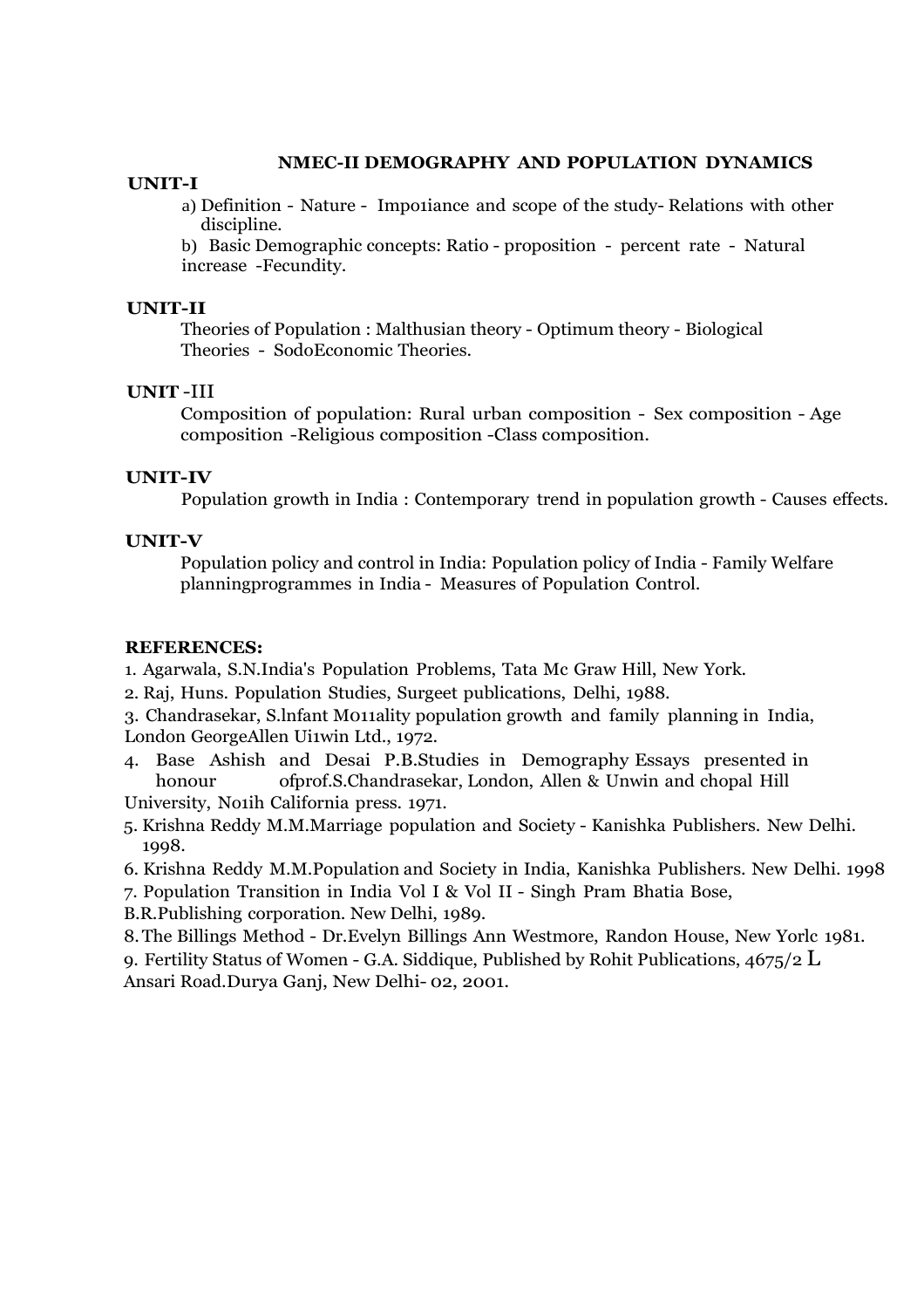## NMEC-II DEMOGRAPHY AND POPULATION DYNAMICS

**UNIT-I**

a) Definition - Nature - Impo1iance and scope of the study- Relations with other discipline.

b) Basic Demographic concepts: Ratio - proposition - percent rate - Natural increase -Fecundity.

**UNIT-II**

Theories of Population : Malthusian theory - Optimum theory - Biological Theories - SodoEconomic Theories.

**UNIT -III**

Composition of population: Rural urban composition - Sex composition - Age composition -Religious composition -Class composition.

**UNIT-IV**

Population growth in India : Contemporary trend in population growth - Causes effects.

**UNIT-V**

Population policy and control in India: Population policy of India - Family Welfare planningprogrammes in India - Measures of Population Control.

**REFERENCES:**

1. Agarwala, S.N.India's Population Problems, Tata Mc Graw Hill, New York.
2. Raj, Huns. Population Studies, Surgeet publications, Delhi, 1988.
3. Chandrasekar, S.lnfant Mo11ality population growth and family planning in India, London GeorgeAllen Ui1win Ltd., 1972.
4. Base Ashish and Desai P.B.Studies in Demography Essays presented in honour ofprof.S.Chandrasekar, London, Allen & Unwin and chopal Hill University, No1ih California press. 1971.
5. Krishna Reddy M.M.Marriage population and Society - Kanishka Publishers. New Delhi. 1998.
6. Krishna Reddy M.M.Population and Society in India, Kanishka Publishers. New Delhi. 1998
7. Population Transition in India Vol I & Vol II - Singh Pram Bhatia Bose, B.R.Publishing corporation. New Delhi, 1989.
8. The Billings Method - Dr.Evelyn Billings Ann Westmore, Randon House, New Yorlc 1981.
9. Fertility Status of Women - G.A. Siddique, Published by Rohit Publications, 4675/2 L Ansari Road.Durya Ganj, New Delhi- 02, 2001.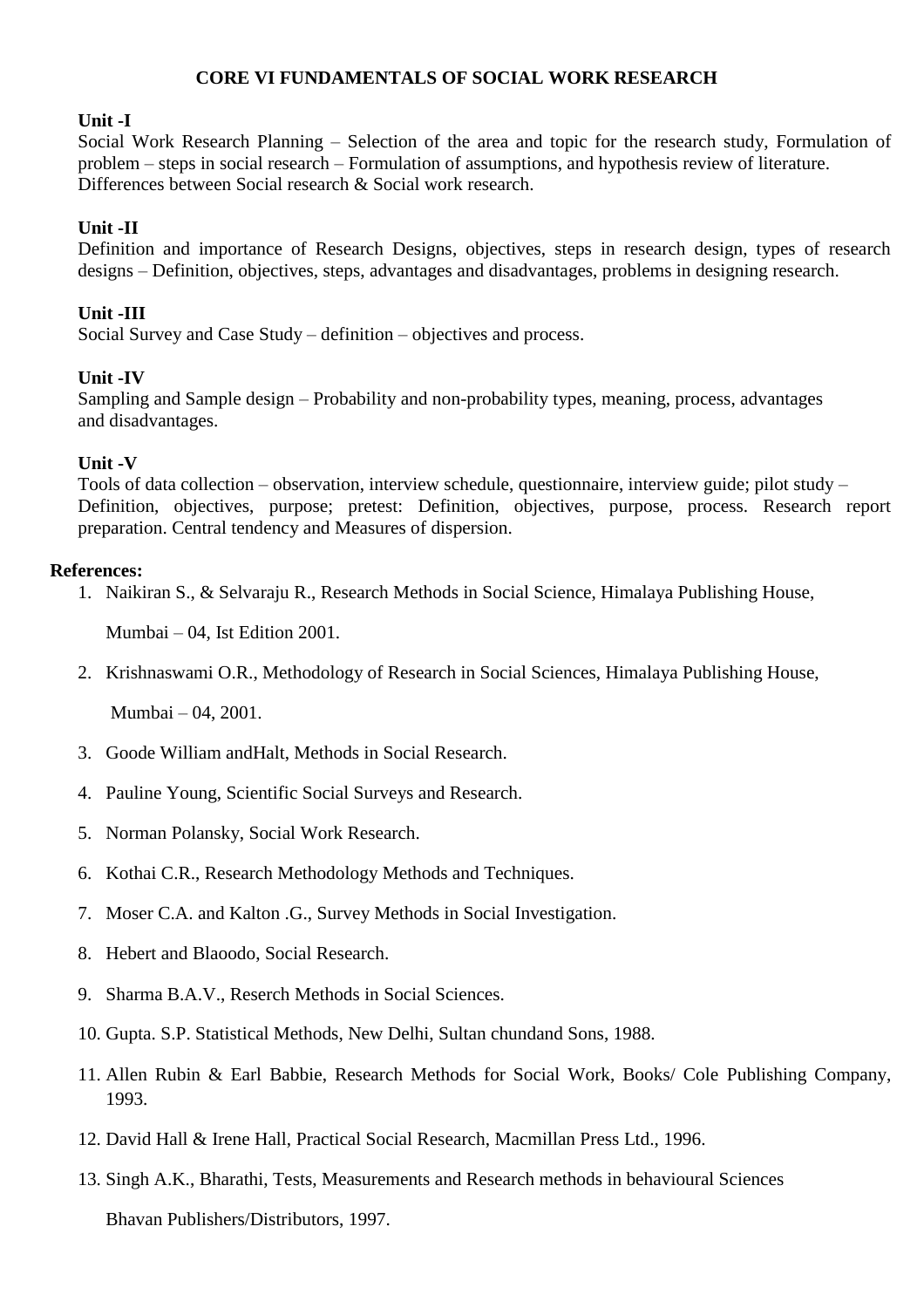## CORE VI FUNDAMENTALS OF SOCIAL WORK RESEARCH

**Unit -I**

Social Work Research Planning – Selection of the area and topic for the research study, Formulation of problem – steps in social research – Formulation of assumptions, and hypothesis review of literature. Differences between Social research & Social work research.

**Unit -II**

Definition and importance of Research Designs, objectives, steps in research design, types of research designs – Definition, objectives, steps, advantages and disadvantages, problems in designing research.

**Unit -III**

Social Survey and Case Study – definition – objectives and process.

**Unit -IV**

Sampling and Sample design – Probability and non-probability types, meaning, process, advantages and disadvantages.

**Unit -V**

Tools of data collection – observation, interview schedule, questionnaire, interview guide; pilot study – Definition, objectives, purpose; pretest: Definition, objectives, purpose, process. Research report preparation. Central tendency and Measures of dispersion.

**References:**

1. Naikiran S., & Selvaraju R., Research Methods in Social Science, Himalaya Publishing House,

   Mumbai – 04, Ist Edition 2001.

2. Krishnaswami O.R., Methodology of Research in Social Sciences, Himalaya Publishing House,

   Mumbai – 04, 2001.

3. Goode William andHalt, Methods in Social Research.
4. Pauline Young, Scientific Social Surveys and Research.
5. Norman Polansky, Social Work Research.
6. Kothai C.R., Research Methodology Methods and Techniques.
7. Moser C.A. and Kalton .G., Survey Methods in Social Investigation.
8. Hebert and Blaoodo, Social Research.
9. Sharma B.A.V., Reserch Methods in Social Sciences.
10. Gupta. S.P. Statistical Methods, New Delhi, Sultan chundand Sons, 1988.
11. Allen Rubin & Earl Babbie, Research Methods for Social Work, Books/ Cole Publishing Company, 1993.
12. David Hall & Irene Hall, Practical Social Research, Macmillan Press Ltd., 1996.
13. Singh A.K., Bharathi, Tests, Measurements and Research methods in behavioural Sciences

    Bhavan Publishers/Distributors, 1997.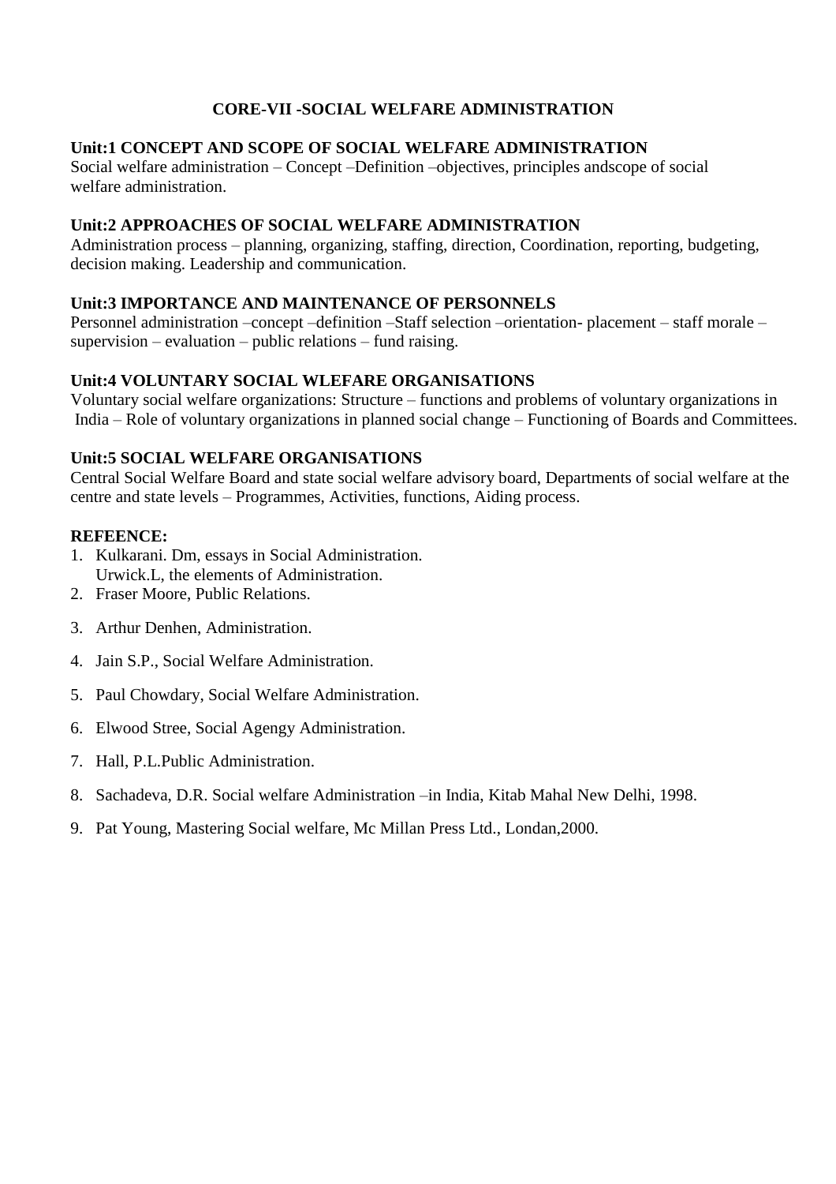# CORE-VII -SOCIAL WELFARE ADMINISTRATION

**Unit:1 CONCEPT AND SCOPE OF SOCIAL WELFARE ADMINISTRATION**

Social welfare administration – Concept –Definition –objectives, principles andscope of social welfare administration.

**Unit:2 APPROACHES OF SOCIAL WELFARE ADMINISTRATION**

Administration process – planning, organizing, staffing, direction, Coordination, reporting, budgeting, decision making. Leadership and communication.

**Unit:3 IMPORTANCE AND MAINTENANCE OF PERSONNELS**

Personnel administration –concept –definition –Staff selection –orientation- placement – staff morale – supervision – evaluation – public relations – fund raising.

**Unit:4 VOLUNTARY SOCIAL WLEFARE ORGANISATIONS**

Voluntary social welfare organizations: Structure – functions and problems of voluntary organizations in India – Role of voluntary organizations in planned social change – Functioning of Boards and Committees.

**Unit:5 SOCIAL WELFARE ORGANISATIONS**

Central Social Welfare Board and state social welfare advisory board, Departments of social welfare at the centre and state levels – Programmes, Activities, functions, Aiding process.

**REFEENCE:**

1. Kulkarani. Dm, essays in Social Administration.
   Urwick.L, the elements of Administration.
2. Fraser Moore, Public Relations.
3. Arthur Denhen, Administration.
4. Jain S.P., Social Welfare Administration.
5. Paul Chowdary, Social Welfare Administration.
6. Elwood Stree, Social Agengy Administration.
7. Hall, P.L.Public Administration.
8. Sachadeva, D.R. Social welfare Administration –in India, Kitab Mahal New Delhi, 1998.
9. Pat Young, Mastering Social welfare, Mc Millan Press Ltd., Londan,2000.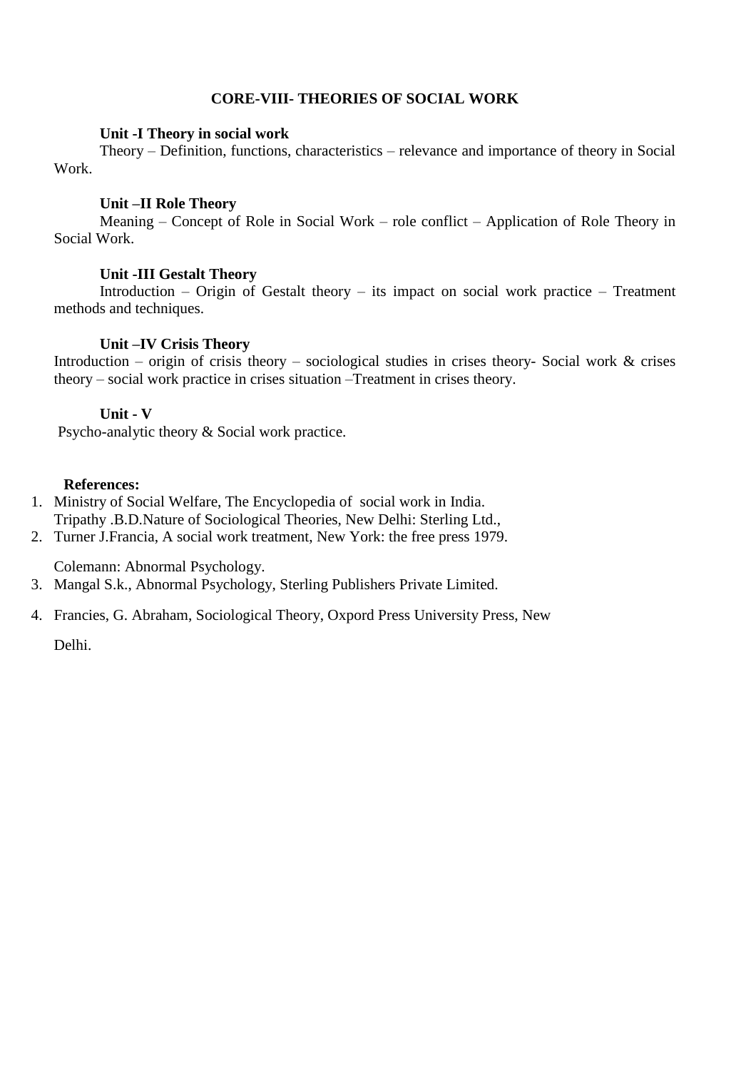## CORE-VIII- THEORIES OF SOCIAL WORK

**Unit -I Theory in social work**

Theory – Definition, functions, characteristics – relevance and importance of theory in Social Work.

**Unit –II Role Theory**

Meaning – Concept of Role in Social Work – role conflict – Application of Role Theory in Social Work.

**Unit -III Gestalt Theory**

Introduction – Origin of Gestalt theory – its impact on social work practice – Treatment methods and techniques.

**Unit –IV Crisis Theory**

Introduction – origin of crisis theory – sociological studies in crises theory- Social work & crises theory – social work practice in crises situation –Treatment in crises theory.

**Unit - V**

Psycho-analytic theory & Social work practice.

**References:**

1. Ministry of Social Welfare, The Encyclopedia of social work in India.
   Tripathy .B.D.Nature of Sociological Theories, New Delhi: Sterling Ltd.,
2. Turner J.Francia, A social work treatment, New York: the free press 1979.

   Colemann: Abnormal Psychology.
3. Mangal S.k., Abnormal Psychology, Sterling Publishers Private Limited.
4. Francies, G. Abraham, Sociological Theory, Oxpord Press University Press, New

   Delhi.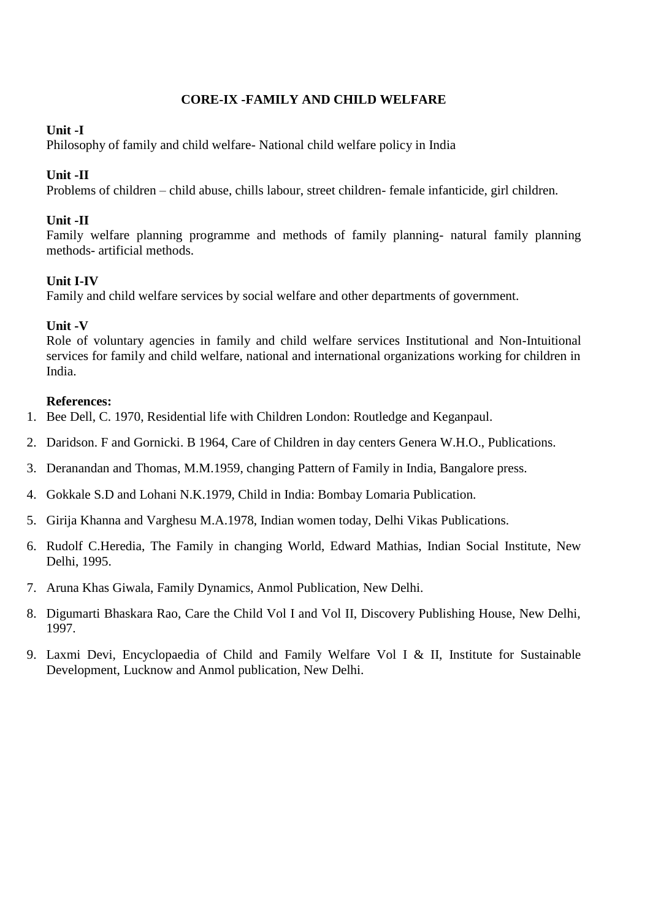## CORE-IX -FAMILY AND CHILD WELFARE

**Unit -I**

Philosophy of family and child welfare- National child welfare policy in India

**Unit -II**

Problems of children – child abuse, chills labour, street children- female infanticide, girl children.

**Unit -II**

Family welfare planning programme and methods of family planning- natural family planning methods- artificial methods.

**Unit I-IV**

Family and child welfare services by social welfare and other departments of government.

**Unit -V**

Role of voluntary agencies in family and child welfare services Institutional and Non-Intuitional services for family and child welfare, national and international organizations working for children in India.

**References:**

1. Bee Dell, C. 1970, Residential life with Children London: Routledge and Keganpaul.
2. Daridson. F and Gornicki. B 1964, Care of Children in day centers Genera W.H.O., Publications.
3. Deranandan and Thomas, M.M.1959, changing Pattern of Family in India, Bangalore press.
4. Gokkale S.D and Lohani N.K.1979, Child in India: Bombay Lomaria Publication.
5. Girija Khanna and Varghesu M.A.1978, Indian women today, Delhi Vikas Publications.
6. Rudolf C.Heredia, The Family in changing World, Edward Mathias, Indian Social Institute, New Delhi, 1995.
7. Aruna Khas Giwala, Family Dynamics, Anmol Publication, New Delhi.
8. Digumarti Bhaskara Rao, Care the Child Vol I and Vol II, Discovery Publishing House, New Delhi, 1997.
9. Laxmi Devi, Encyclopaedia of Child and Family Welfare Vol I & II, Institute for Sustainable Development, Lucknow and Anmol publication, New Delhi.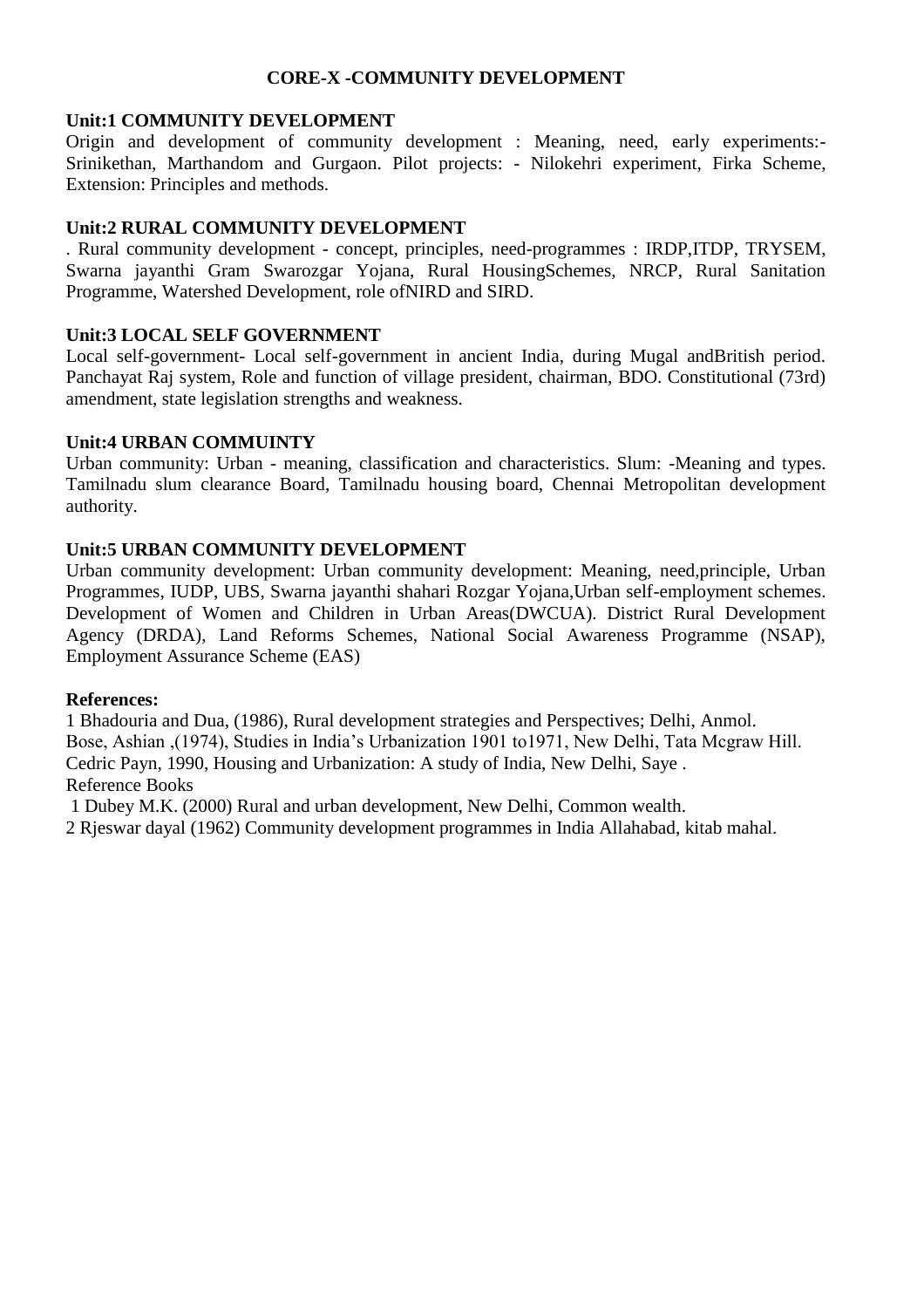## CORE-X -COMMUNITY DEVELOPMENT

### Unit:1 COMMUNITY DEVELOPMENT

Origin and development of community development : Meaning, need, early experiments:- Srinikethan, Marthandom and Gurgaon. Pilot projects: - Nilokehri experiment, Firka Scheme, Extension: Principles and methods.

### Unit:2 RURAL COMMUNITY DEVELOPMENT

. Rural community development - concept, principles, need-programmes : IRDP,ITDP, TRYSEM, Swarna jayanthi Gram Swarozgar Yojana, Rural HousingSchemes, NRCP, Rural Sanitation Programme, Watershed Development, role ofNIRD and SIRD.

### Unit:3 LOCAL SELF GOVERNMENT

Local self-government- Local self-government in ancient India, during Mugal andBritish period. Panchayat Raj system, Role and function of village president, chairman, BDO. Constitutional (73rd) amendment, state legislation strengths and weakness.

### Unit:4 URBAN COMMUINTY

Urban community: Urban - meaning, classification and characteristics. Slum: -Meaning and types. Tamilnadu slum clearance Board, Tamilnadu housing board, Chennai Metropolitan development authority.

### Unit:5 URBAN COMMUNITY DEVELOPMENT

Urban community development: Urban community development: Meaning, need,principle, Urban Programmes, IUDP, UBS, Swarna jayanthi shahari Rozgar Yojana,Urban self-employment schemes. Development of Women and Children in Urban Areas(DWCUA). District Rural Development Agency (DRDA), Land Reforms Schemes, National Social Awareness Programme (NSAP), Employment Assurance Scheme (EAS)

**References:**

1 Bhadouria and Dua, (1986), Rural development strategies and Perspectives; Delhi, Anmol.
Bose, Ashian ,(1974), Studies in India's Urbanization 1901 to1971, New Delhi, Tata Mcgraw Hill.
Cedric Payn, 1990, Housing and Urbanization: A study of India, New Delhi, Saye .
Reference Books
1 Dubey M.K. (2000) Rural and urban development, New Delhi, Common wealth.
2 Rjeswar dayal (1962) Community development programmes in India Allahabad, kitab mahal.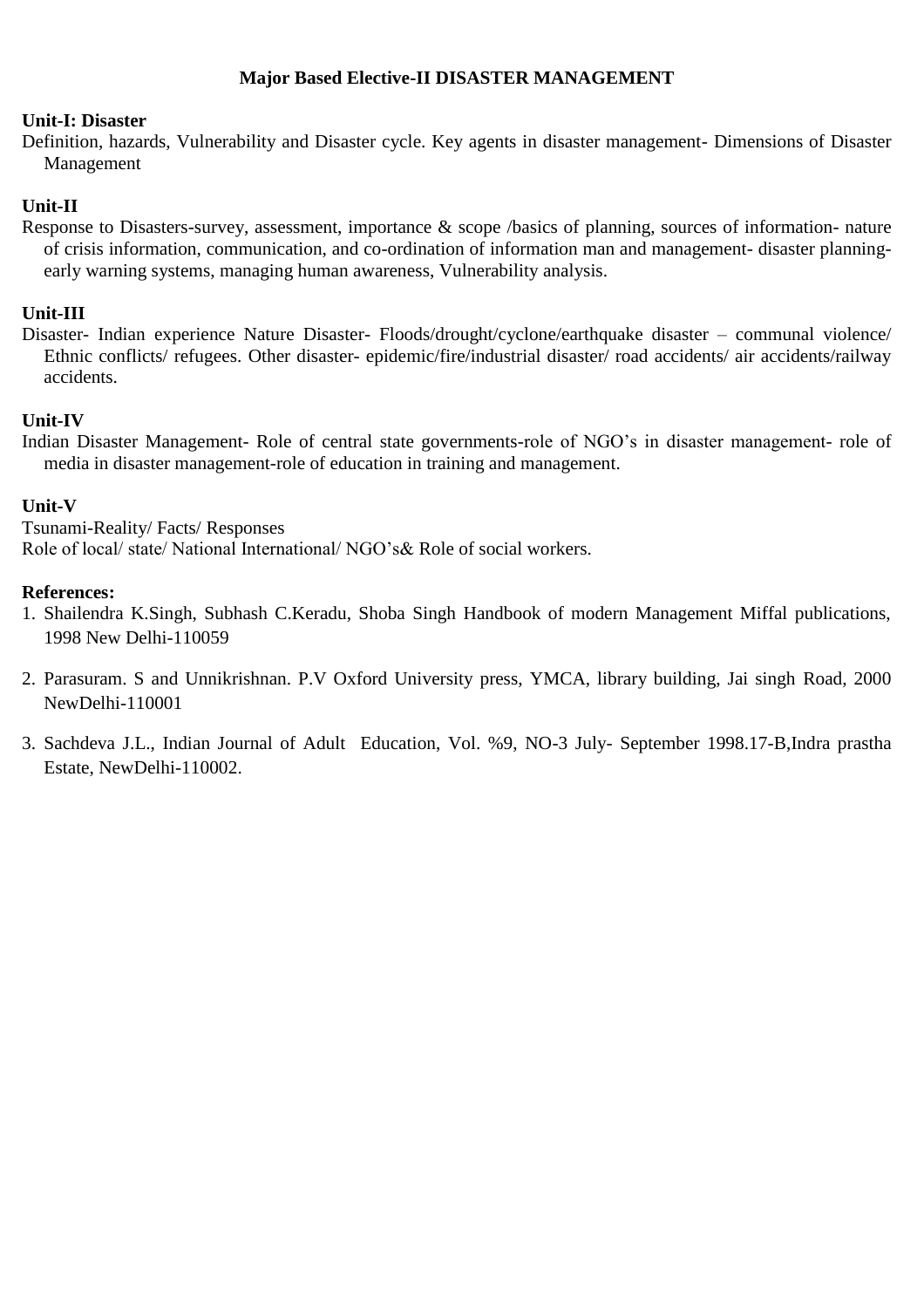# Major Based Elective-II DISASTER MANAGEMENT

**Unit-I: Disaster**

Definition, hazards, Vulnerability and Disaster cycle. Key agents in disaster management- Dimensions of Disaster Management

**Unit-II**

Response to Disasters-survey, assessment, importance & scope /basics of planning, sources of information- nature of crisis information, communication, and co-ordination of information man and management- disaster planning-early warning systems, managing human awareness, Vulnerability analysis.

**Unit-III**

Disaster- Indian experience Nature Disaster- Floods/drought/cyclone/earthquake disaster – communal violence/ Ethnic conflicts/ refugees. Other disaster- epidemic/fire/industrial disaster/ road accidents/ air accidents/railway accidents.

**Unit-IV**

Indian Disaster Management- Role of central state governments-role of NGO's in disaster management- role of media in disaster management-role of education in training and management.

**Unit-V**

Tsunami-Reality/ Facts/ Responses

Role of local/ state/ National International/ NGO's& Role of social workers.

**References:**

1. Shailendra K.Singh, Subhash C.Keradu, Shoba Singh Handbook of modern Management Miffal publications, 1998 New Delhi-110059
2. Parasuram. S and Unnikrishnan. P.V Oxford University press, YMCA, library building, Jai singh Road, 2000 NewDelhi-110001
3. Sachdeva J.L., Indian Journal of Adult Education, Vol. %9, NO-3 July- September 1998.17-B,Indra prastha Estate, NewDelhi-110002.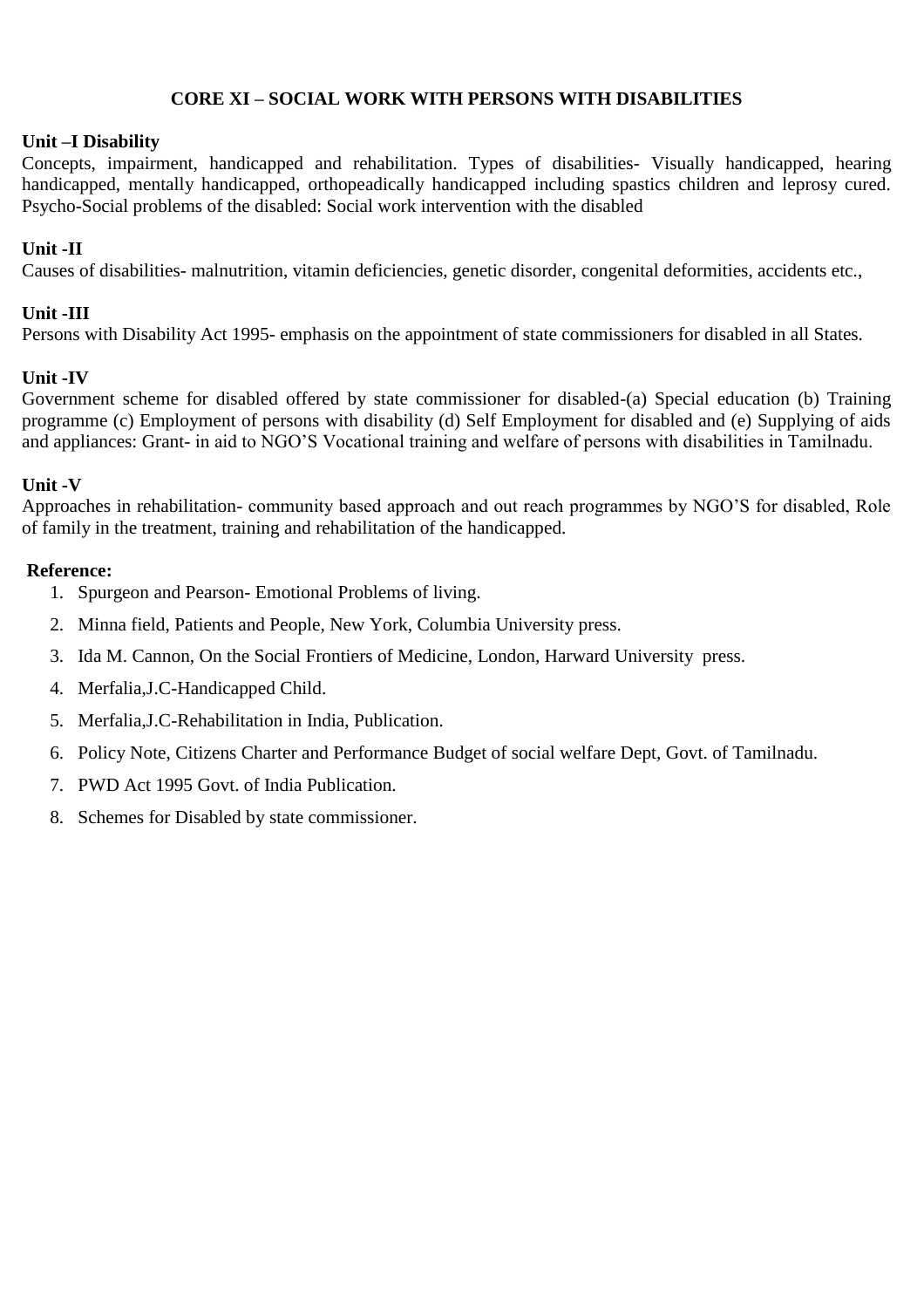# CORE XI – SOCIAL WORK WITH PERSONS WITH DISABILITIES

**Unit –I Disability**

Concepts, impairment, handicapped and rehabilitation. Types of disabilities- Visually handicapped, hearing handicapped, mentally handicapped, orthopeadically handicapped including spastics children and leprosy cured. Psycho-Social problems of the disabled: Social work intervention with the disabled

**Unit -II**

Causes of disabilities- malnutrition, vitamin deficiencies, genetic disorder, congenital deformities, accidents etc.,

**Unit -III**

Persons with Disability Act 1995- emphasis on the appointment of state commissioners for disabled in all States.

**Unit -IV**

Government scheme for disabled offered by state commissioner for disabled-(a) Special education (b) Training programme (c) Employment of persons with disability (d) Self Employment for disabled and (e) Supplying of aids and appliances: Grant- in aid to NGO'S Vocational training and welfare of persons with disabilities in Tamilnadu.

**Unit -V**

Approaches in rehabilitation- community based approach and out reach programmes by NGO'S for disabled, Role of family in the treatment, training and rehabilitation of the handicapped.

**Reference:**

1. Spurgeon and Pearson- Emotional Problems of living.
2. Minna field, Patients and People, New York, Columbia University press.
3. Ida M. Cannon, On the Social Frontiers of Medicine, London, Harward University press.
4. Merfalia,J.C-Handicapped Child.
5. Merfalia,J.C-Rehabilitation in India, Publication.
6. Policy Note, Citizens Charter and Performance Budget of social welfare Dept, Govt. of Tamilnadu.
7. PWD Act 1995 Govt. of India Publication.
8. Schemes for Disabled by state commissioner.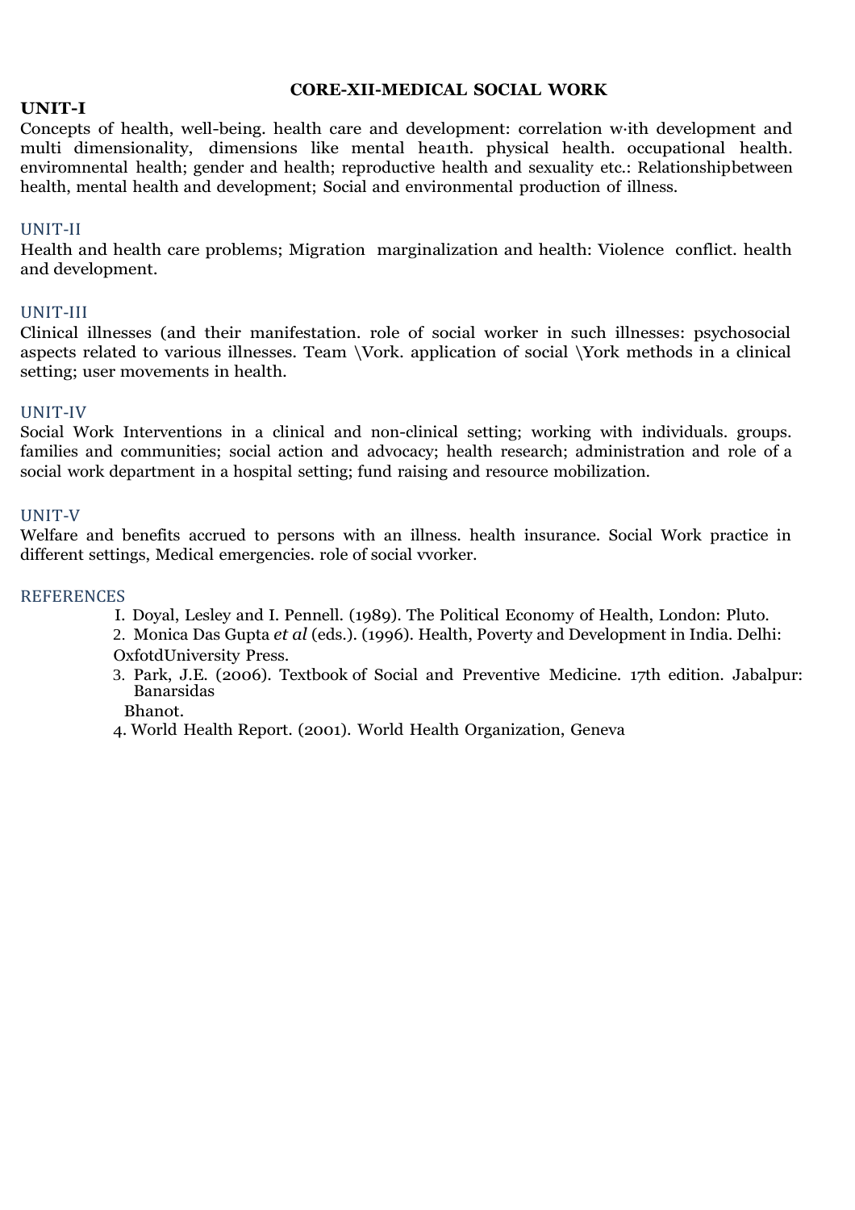## CORE-XII-MEDICAL SOCIAL WORK

**UNIT-I**

Concepts of health, well-being. health care and development: correlation w·ith development and multi dimensionality, dimensions like mental hea1th. physical health. occupational health. enviromnental health; gender and health; reproductive health and sexuality etc.: Relationshipbetween health, mental health and development; Social and environmental production of illness.

UNIT-II

Health and health care problems; Migration marginalization and health: Violence conflict. health and development.

UNIT-III

Clinical illnesses (and their manifestation. role of social worker in such illnesses: psychosocial aspects related to various illnesses. Team \Vork. application of social \York methods in a clinical setting; user movements in health.

UNIT-IV

Social Work Interventions in a clinical and non-clinical setting; working with individuals. groups. families and communities; social action and advocacy; health research; administration and role of a social work department in a hospital setting; fund raising and resource mobilization.

UNIT-V

Welfare and benefits accrued to persons with an illness. health insurance. Social Work practice in different settings, Medical emergencies. role of social vvorker.

REFERENCES

I. Doyal, Lesley and I. Pennell. (1989). The Political Economy of Health, London: Pluto.
2. Monica Das Gupta *et al* (eds.). (1996). Health, Poverty and Development in India. Delhi: OxfotdUniversity Press.
3. Park, J.E. (2006). Textbook of Social and Preventive Medicine. 17th edition. Jabalpur: Banarsidas Bhanot.
4. World Health Report. (2001). World Health Organization, Geneva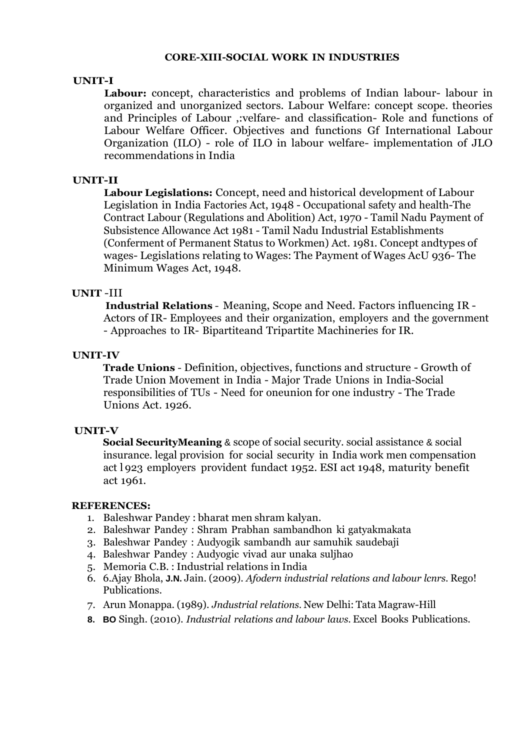# CORE-XIII-SOCIAL WORK IN INDUSTRIES

## UNIT-I

**Labour:** concept, characteristics and problems of Indian labour- labour in organized and unorganized sectors. Labour Welfare: concept scope. theories and Principles of Labour ,:velfare- and classification- Role and functions of Labour Welfare Officer. Objectives and functions Gf International Labour Organization (ILO) - role of ILO in labour welfare- implementation of JLO recommendations in India

## UNIT-II

**Labour Legislations:** Concept, need and historical development of Labour Legislation in India Factories Act, 1948 - Occupational safety and health-The Contract Labour (Regulations and Abolition) Act, 1970 - Tamil Nadu Payment of Subsistence Allowance Act 1981 - Tamil Nadu Industrial Establishments (Conferment of Permanent Status to Workmen) Act. 1981. Concept andtypes of wages- Legislations relating to Wages: The Payment of Wages AcU 936- The Minimum Wages Act, 1948.

## UNIT -III

**Industrial Relations** - Meaning, Scope and Need. Factors influencing IR - Actors of IR- Employees and their organization, employers and the government - Approaches to IR- Bipartiteand Tripartite Machineries for IR.

## UNIT-IV

**Trade Unions** - Definition, objectives, functions and structure - Growth of Trade Union Movement in India - Major Trade Unions in India-Social responsibilities of TUs - Need for oneunion for one industry - The Trade Unions Act. 1926.

## UNIT-V

**Social SecurityMeaning** & scope of social security. social assistance & social insurance. legal provision for social security in India work men compensation act l923 employers provident fundact 1952. ESI act 1948, maturity benefit act 1961.

## REFERENCES:

1. Baleshwar Pandey : bharat men shram kalyan.
2. Baleshwar Pandey : Shram Prabhan sambandhon ki gatyakmakata
3. Baleshwar Pandey : Audyogik sambandh aur samuhik saudebaji
4. Baleshwar Pandey : Audyogic vivad aur unaka suljhao
5. Memoria C.B. : Industrial relations in India
6. 6.Ajay Bhola, J.N. Jain. (2009). *Afodern industrial relations and labour lcnrs.* Rego! Publications.
7. Arun Monappa. (1989). *Jndustrial relations.* New Delhi: Tata Magraw-Hill
8. BO Singh. (2010). *Industrial relations and labour laws.* Excel Books Publications.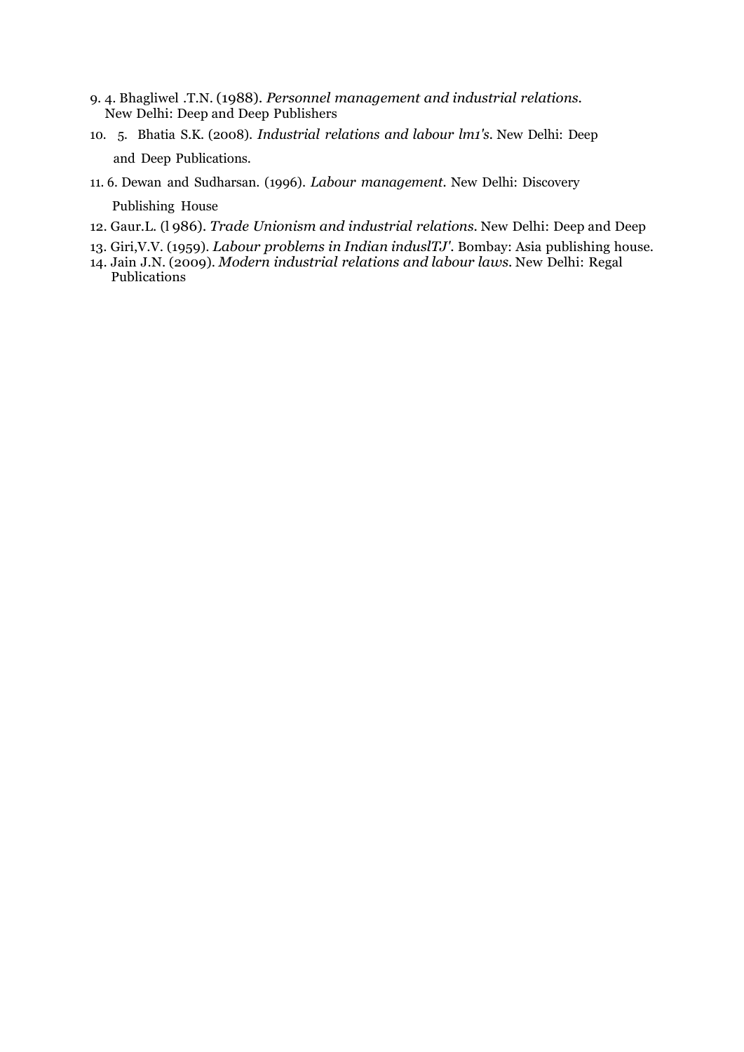9. 4. Bhagliwel .T.N. (1988). *Personnel management and industrial relations.* New Delhi: Deep and Deep Publishers
10. 5. Bhatia S.K. (2008). *Industrial relations and labour lm1's*. New Delhi: Deep and Deep Publications.
11. 6. Dewan and Sudharsan. (1996). *Labour management.* New Delhi: Discovery Publishing House
12. Gaur.L. (l 986). *Trade Unionism and industrial relations.* New Delhi: Deep and Deep
13. Giri,V.V. (1959). *Labour problems in Indian induslTJ'.* Bombay: Asia publishing house.
14. Jain J.N. (2009). *Modern industrial relations and labour laws.* New Delhi: Regal Publications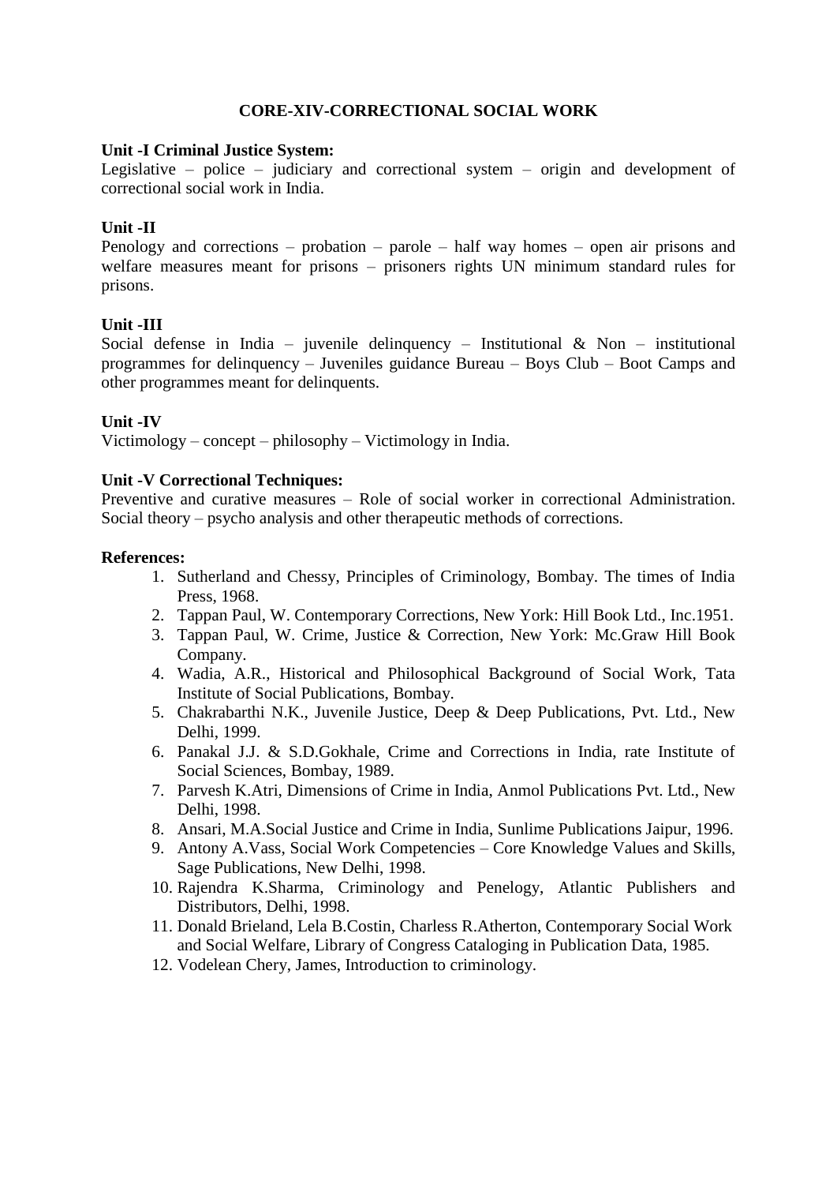# CORE-XIV-CORRECTIONAL SOCIAL WORK

**Unit -I Criminal Justice System:**

Legislative – police – judiciary and correctional system – origin and development of correctional social work in India.

**Unit -II**

Penology and corrections – probation – parole – half way homes – open air prisons and welfare measures meant for prisons – prisoners rights UN minimum standard rules for prisons.

**Unit -III**

Social defense in India – juvenile delinquency – Institutional & Non – institutional programmes for delinquency – Juveniles guidance Bureau – Boys Club – Boot Camps and other programmes meant for delinquents.

**Unit -IV**

Victimology – concept – philosophy – Victimology in India.

**Unit -V Correctional Techniques:**

Preventive and curative measures – Role of social worker in correctional Administration. Social theory – psycho analysis and other therapeutic methods of corrections.

**References:**

1. Sutherland and Chessy, Principles of Criminology, Bombay. The times of India Press, 1968.
2. Tappan Paul, W. Contemporary Corrections, New York: Hill Book Ltd., Inc.1951.
3. Tappan Paul, W. Crime, Justice & Correction, New York: Mc.Graw Hill Book Company.
4. Wadia, A.R., Historical and Philosophical Background of Social Work, Tata Institute of Social Publications, Bombay.
5. Chakrabarthi N.K., Juvenile Justice, Deep & Deep Publications, Pvt. Ltd., New Delhi, 1999.
6. Panakal J.J. & S.D.Gokhale, Crime and Corrections in India, rate Institute of Social Sciences, Bombay, 1989.
7. Parvesh K.Atri, Dimensions of Crime in India, Anmol Publications Pvt. Ltd., New Delhi, 1998.
8. Ansari, M.A.Social Justice and Crime in India, Sunlime Publications Jaipur, 1996.
9. Antony A.Vass, Social Work Competencies – Core Knowledge Values and Skills, Sage Publications, New Delhi, 1998.
10. Rajendra K.Sharma, Criminology and Penelogy, Atlantic Publishers and Distributors, Delhi, 1998.
11. Donald Brieland, Lela B.Costin, Charless R.Atherton, Contemporary Social Work and Social Welfare, Library of Congress Cataloging in Publication Data, 1985.
12. Vodelean Chery, James, Introduction to criminology.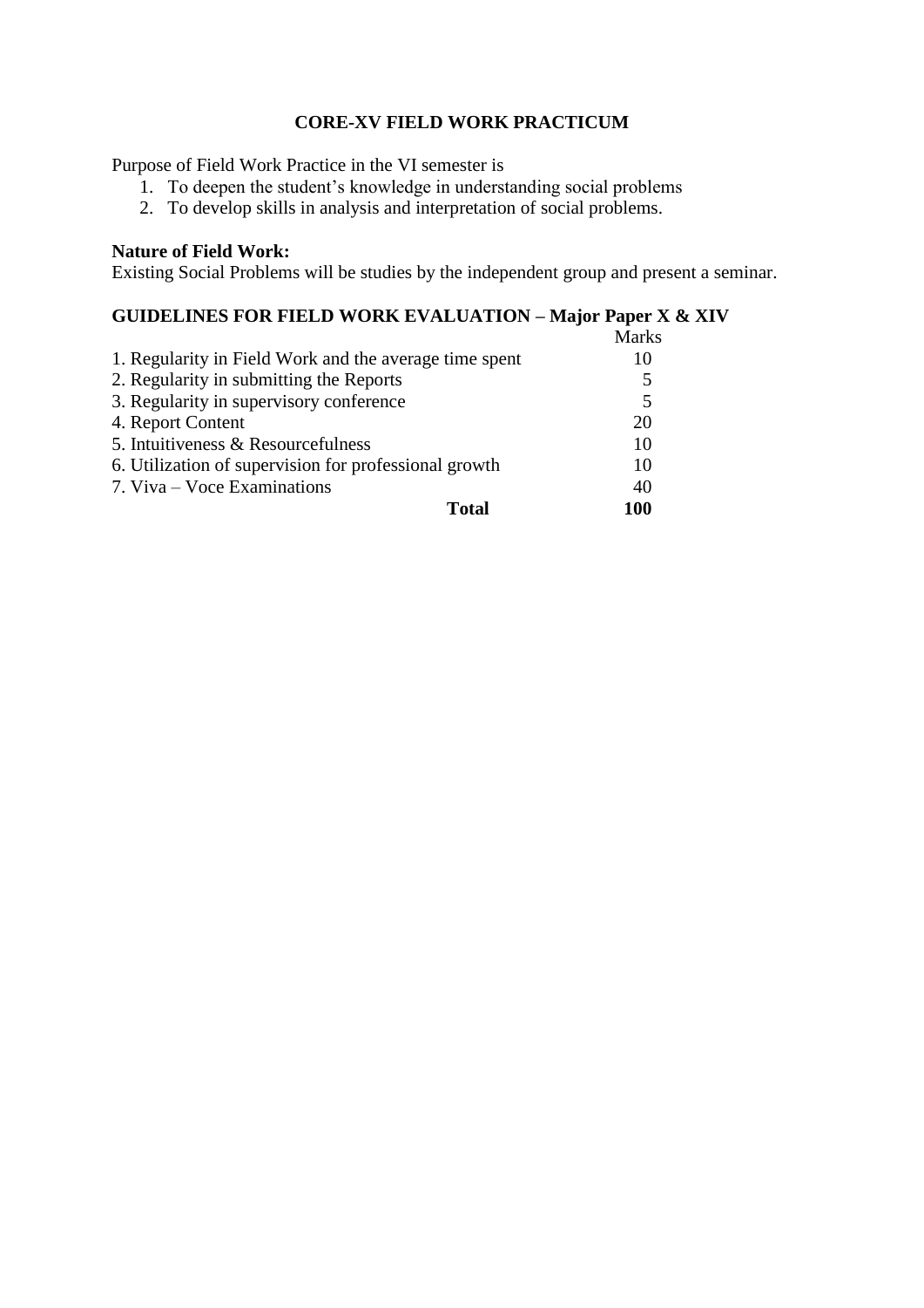## CORE-XV FIELD WORK PRACTICUM

Purpose of Field Work Practice in the VI semester is

1. To deepen the student's knowledge in understanding social problems
2. To develop skills in analysis and interpretation of social problems.

**Nature of Field Work:**

Existing Social Problems will be studies by the independent group and present a seminar.

**GUIDELINES FOR FIELD WORK EVALUATION – Major Paper X & XIV**

| | Marks |
|---|---|
| 1. Regularity in Field Work and the average time spent | 10 |
| 2. Regularity in submitting the Reports | 5 |
| 3. Regularity in supervisory conference | 5 |
| 4. Report Content | 20 |
| 5. Intuitiveness & Resourcefulness | 10 |
| 6. Utilization of supervision for professional growth | 10 |
| 7. Viva – Voce Examinations | 40 |
| **Total** | **100** |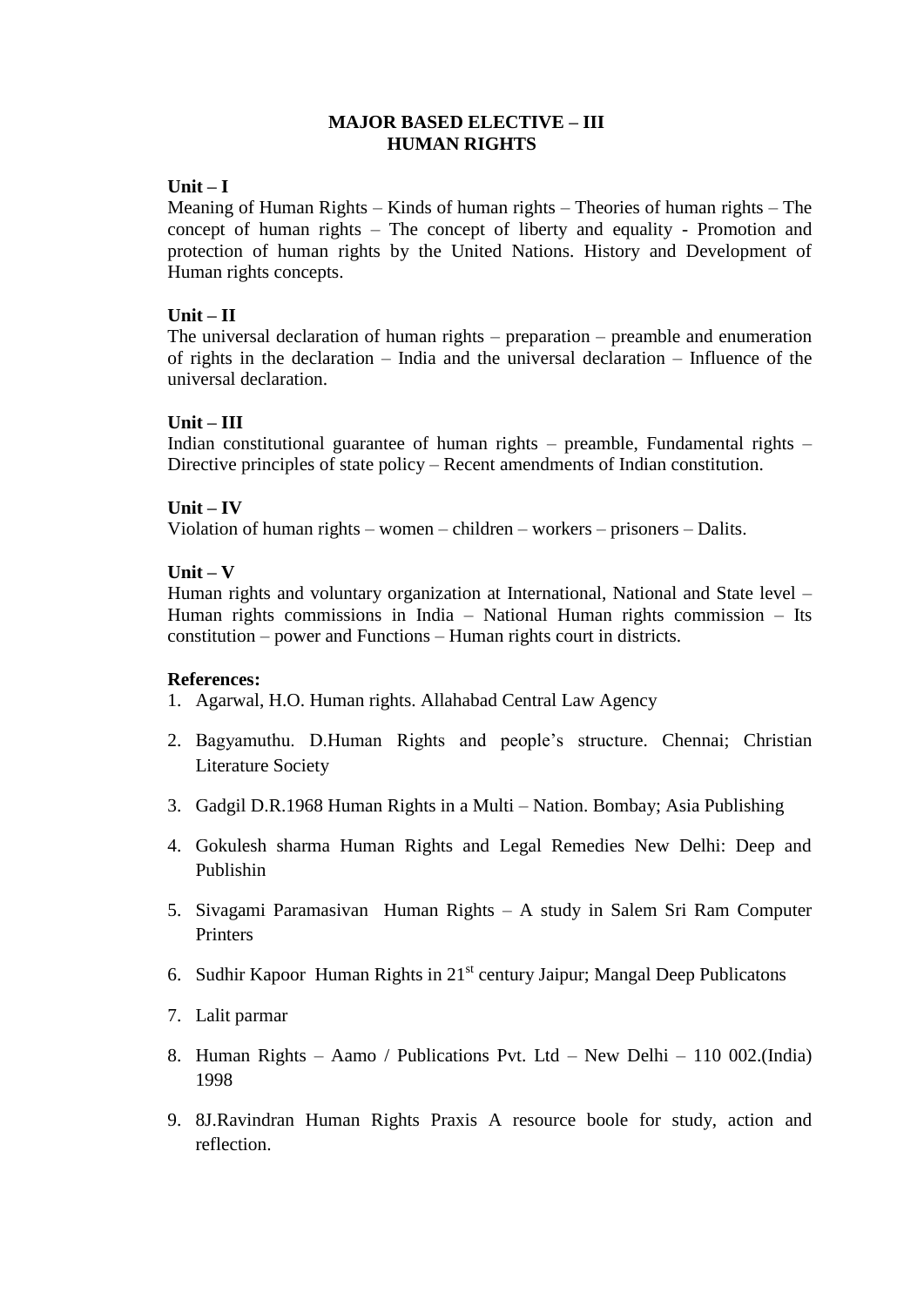# MAJOR BASED ELECTIVE – III
# HUMAN RIGHTS

**Unit – I**

Meaning of Human Rights – Kinds of human rights – Theories of human rights – The concept of human rights – The concept of liberty and equality - Promotion and protection of human rights by the United Nations. History and Development of Human rights concepts.

**Unit – II**

The universal declaration of human rights – preparation – preamble and enumeration of rights in the declaration – India and the universal declaration – Influence of the universal declaration.

**Unit – III**

Indian constitutional guarantee of human rights – preamble, Fundamental rights – Directive principles of state policy – Recent amendments of Indian constitution.

**Unit – IV**

Violation of human rights – women – children – workers – prisoners – Dalits.

**Unit – V**

Human rights and voluntary organization at International, National and State level – Human rights commissions in India – National Human rights commission – Its constitution – power and Functions – Human rights court in districts.

**References:**

1. Agarwal, H.O. Human rights. Allahabad Central Law Agency
2. Bagyamuthu. D.Human Rights and people's structure. Chennai; Christian Literature Society
3. Gadgil D.R.1968 Human Rights in a Multi – Nation. Bombay; Asia Publishing
4. Gokulesh sharma Human Rights and Legal Remedies New Delhi: Deep and Publishin
5. Sivagami Paramasivan Human Rights – A study in Salem Sri Ram Computer Printers
6. Sudhir Kapoor Human Rights in 21st century Jaipur; Mangal Deep Publicatons
7. Lalit parmar
8. Human Rights – Aamo / Publications Pvt. Ltd – New Delhi – 110 002.(India) 1998
9. 8J.Ravindran Human Rights Praxis A resource boole for study, action and reflection.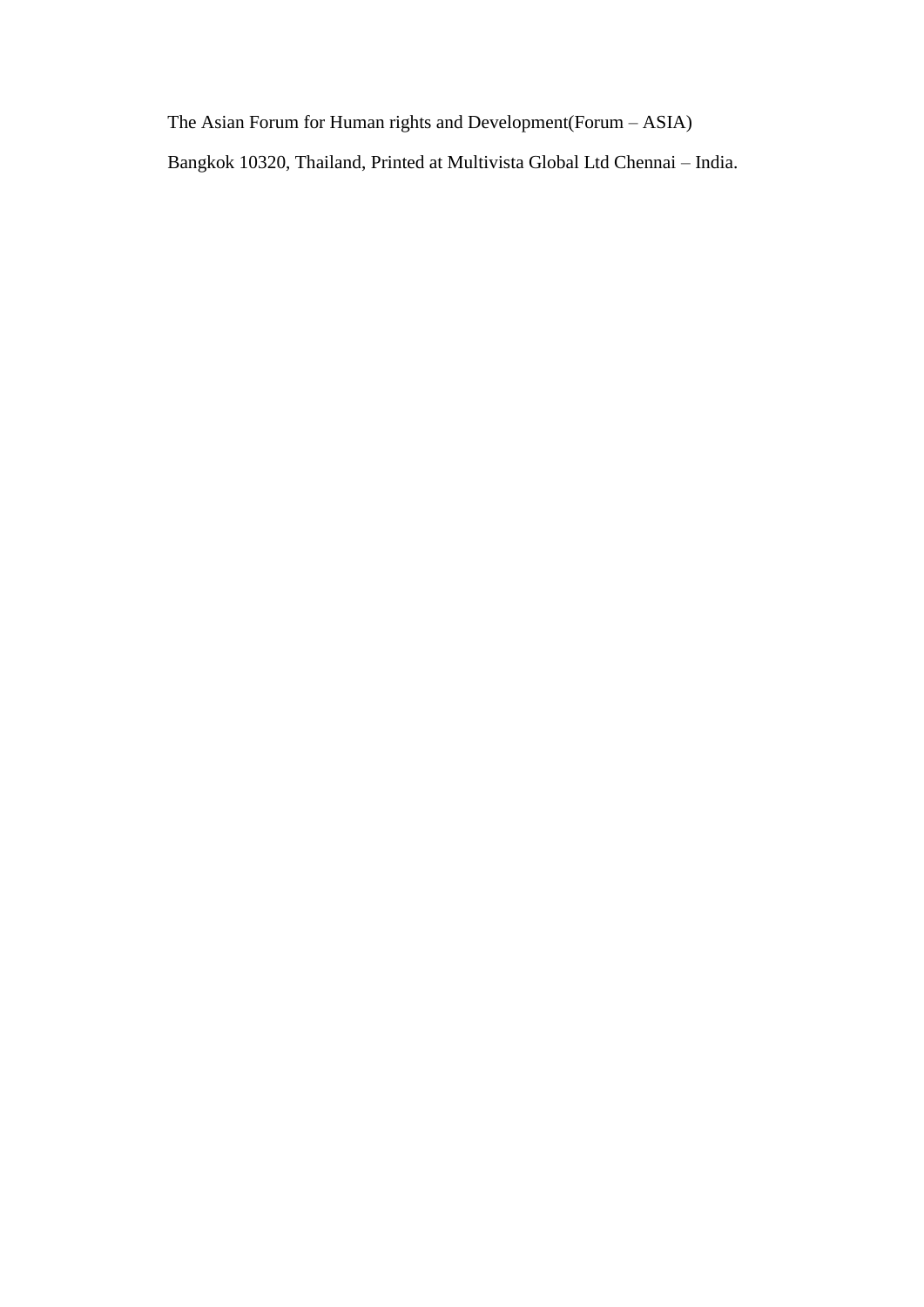The Asian Forum for Human rights and Development(Forum – ASIA)

Bangkok 10320, Thailand, Printed at Multivista Global Ltd Chennai – India.